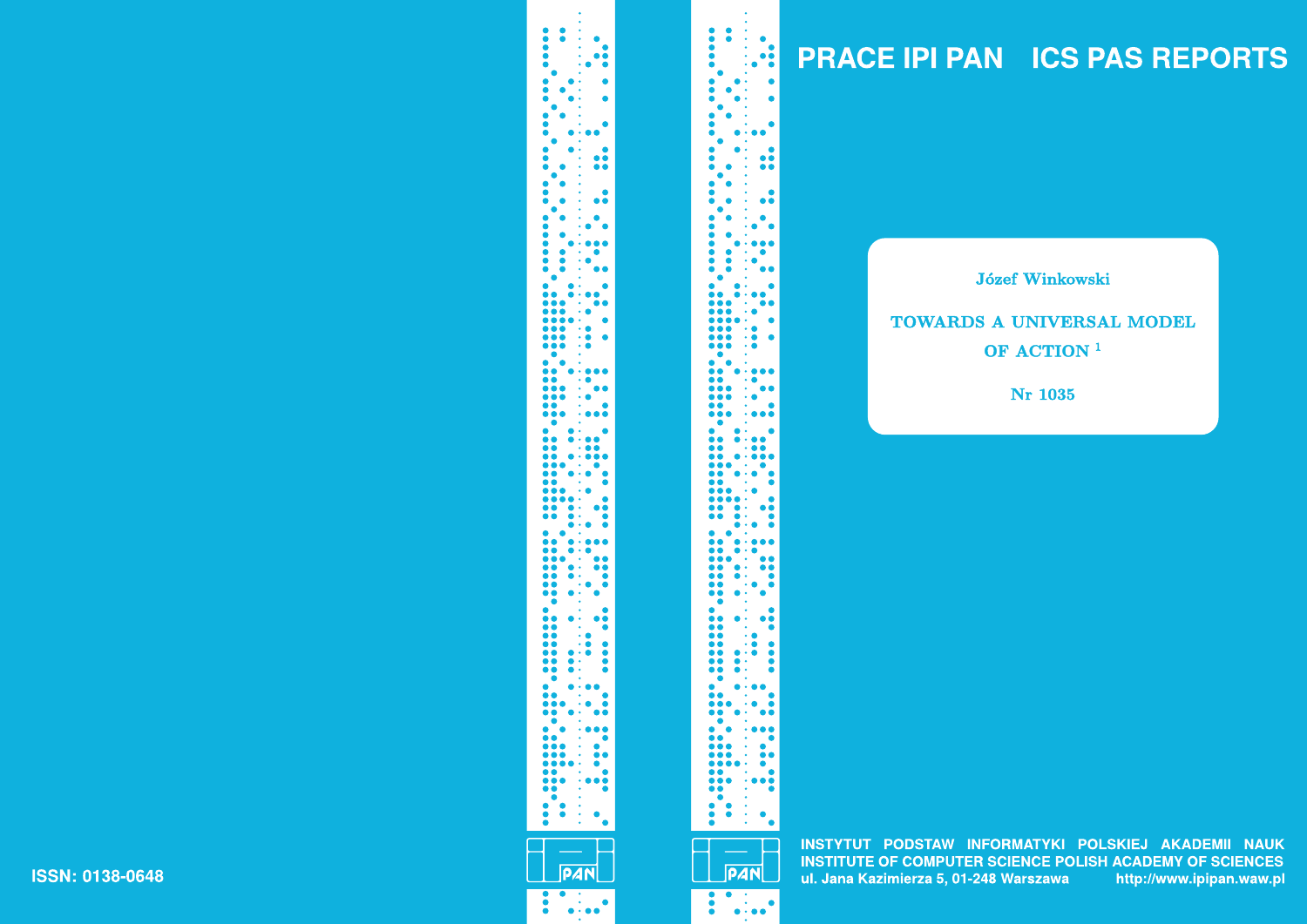# PRACE IPI PAN ICS PAS REPORTS

**Józef Winkowski**

**TOWARDS A UNIVERSAL MODEL OF ACTION** [1]

**Nr 1035**

ISSN: 0138-0648

INSTYTUT PODSTAW INFORMATYKI POLSKIEJ AKADEMII NAUK
INSTITUTE OF COMPUTER SCIENCE POLISH ACADEMY OF SCIENCES
ul. Jana Kazimierza 5, 01-248 Warszawa http://www.ipipan.waw.pl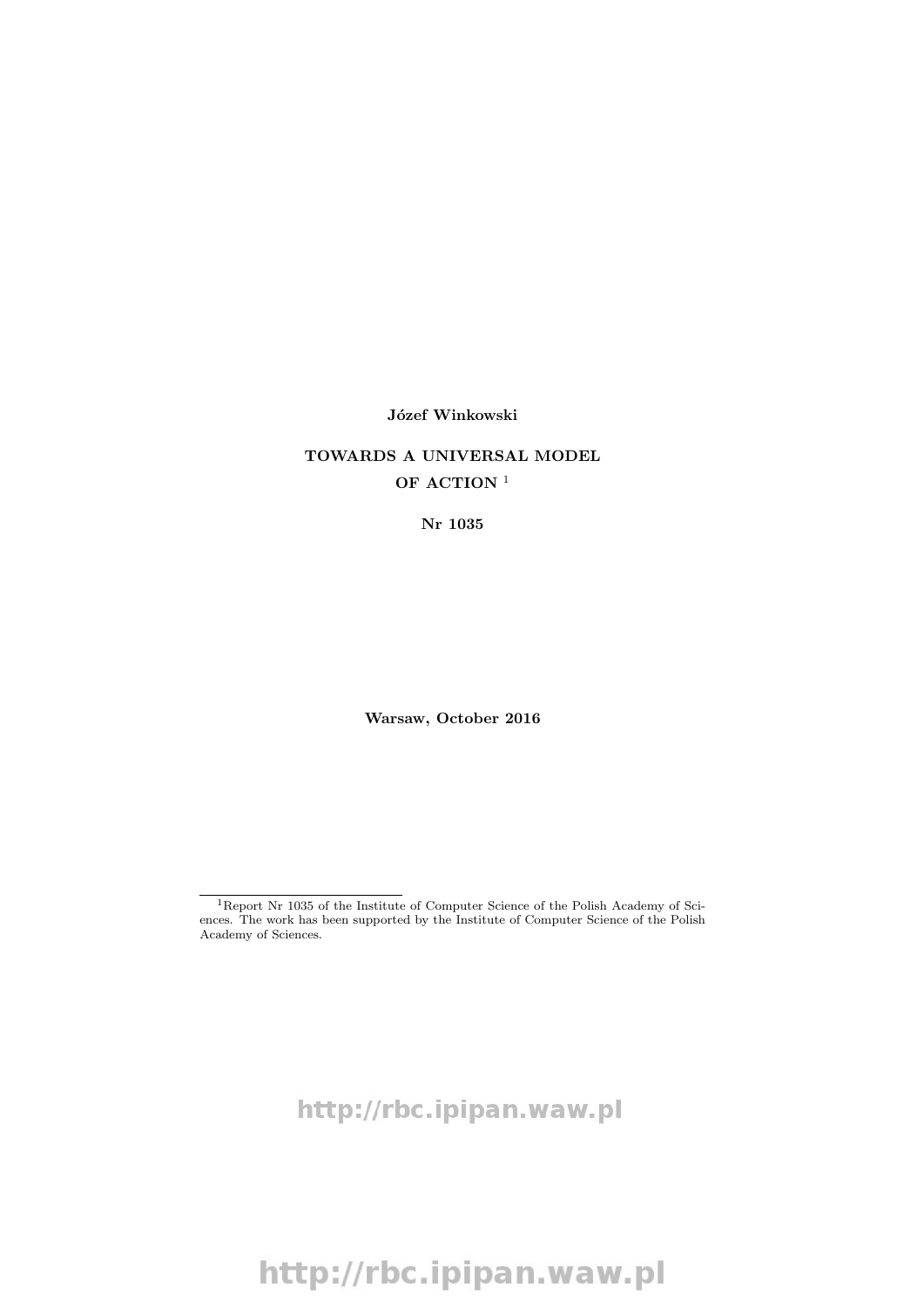**Józef Winkowski**

**TOWARDS A UNIVERSAL MODEL OF ACTION** [1]

**Nr 1035**

**Warsaw, October 2016**

[1] Report Nr 1035 of the Institute of Computer Science of the Polish Academy of Sciences. The work has been supported by the Institute of Computer Science of the Polish Academy of Sciences.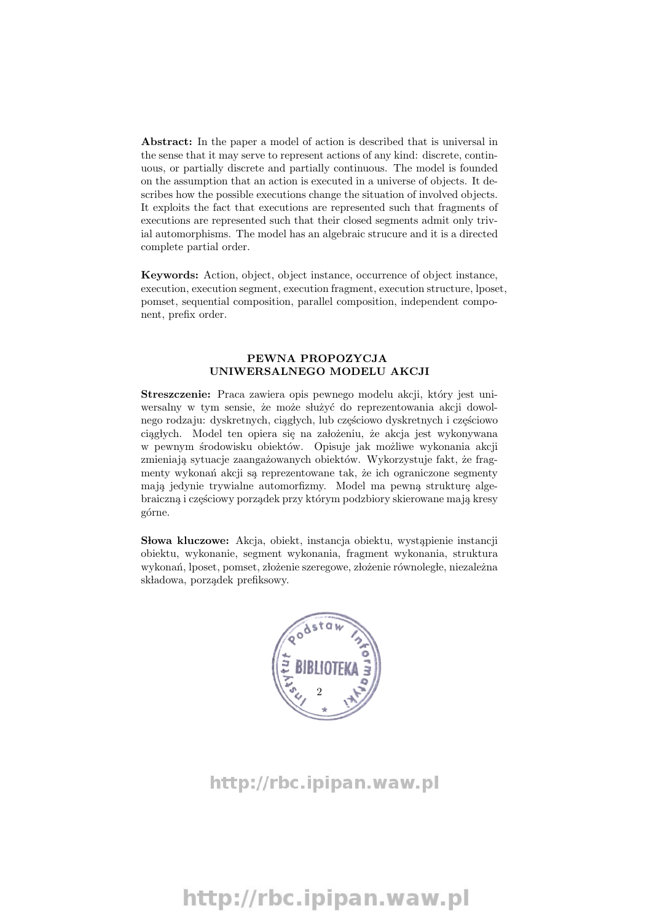**Abstract:** In the paper a model of action is described that is universal in the sense that it may serve to represent actions of any kind: discrete, continuous, or partially discrete and partially continuous. The model is founded on the assumption that an action is executed in a universe of objects. It describes how the possible executions change the situation of involved objects. It exploits the fact that executions are represented such that fragments of executions are represented such that their closed segments admit only trivial automorphisms. The model has an algebraic strucure and it is a directed complete partial order.

**Keywords:** Action, object, object instance, occurrence of object instance, execution, execution segment, execution fragment, execution structure, lposet, pomset, sequential composition, parallel composition, independent component, prefix order.

### PEWNA PROPOZYCJA UNIWERSALNEGO MODELU AKCJI

**Streszczenie:** Praca zawiera opis pewnego modelu akcji, który jest uniwersalny w tym sensie, że może służyć do reprezentowania akcji dowolnego rodzaju: dyskretnych, ciągłych, lub częściowo dyskretnych i częściowo ciągłych. Model ten opiera się na założeniu, że akcja jest wykonywana w pewnym środowisku obiektów. Opisuje jak możliwe wykonania akcji zmieniają sytuacje zaangażowanych obiektów. Wykorzystuje fakt, że fragmenty wykonań akcji są reprezentowane tak, że ich ograniczone segmenty mają jedynie trywialne automorfizmy. Model ma pewną strukturę algebraiczną i częściowy porządek przy którym podzbiory skierowane mają kresy górne.

**Słowa kluczowe:** Akcja, obiekt, instancja obiektu, wystąpienie instancji obiektu, wykonanie, segment wykonania, fragment wykonania, struktura wykonań, lposet, pomset, złożenie szeregowe, złożenie równoległe, niezależna składowa, porządek prefiksowy.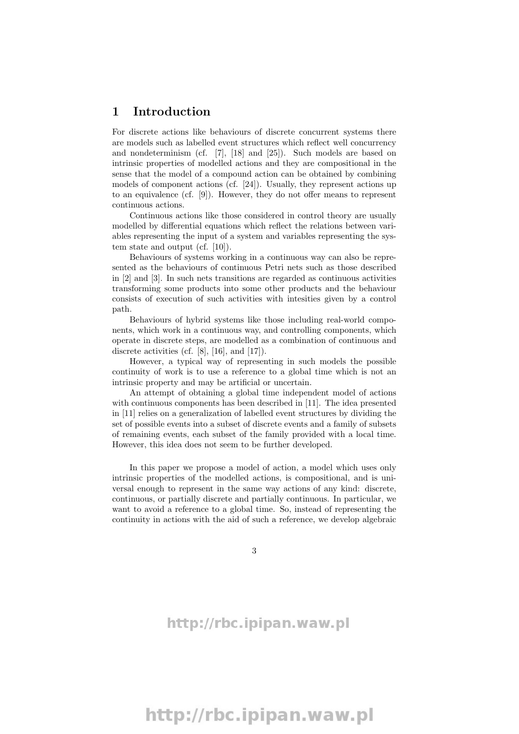# 1 Introduction

For discrete actions like behaviours of discrete concurrent systems there are models such as labelled event structures which reflect well concurrency and nondeterminism (cf. [7], [18] and [25]). Such models are based on intrinsic properties of modelled actions and they are compositional in the sense that the model of a compound action can be obtained by combining models of component actions (cf. [24]). Usually, they represent actions up to an equivalence (cf. [9]). However, they do not offer means to represent continuous actions.

Continuous actions like those considered in control theory are usually modelled by differential equations which reflect the relations between variables representing the input of a system and variables representing the system state and output (cf. [10]).

Behaviours of systems working in a continuous way can also be represented as the behaviours of continuous Petri nets such as those described in [2] and [3]. In such nets transitions are regarded as continuous activities transforming some products into some other products and the behaviour consists of execution of such activities with intesities given by a control path.

Behaviours of hybrid systems like those including real-world components, which work in a continuous way, and controlling components, which operate in discrete steps, are modelled as a combination of continuous and discrete activities (cf. [8], [16], and [17]).

However, a typical way of representing in such models the possible continuity of work is to use a reference to a global time which is not an intrinsic property and may be artificial or uncertain.

An attempt of obtaining a global time independent model of actions with continuous components has been described in [11]. The idea presented in [11] relies on a generalization of labelled event structures by dividing the set of possible events into a subset of discrete events and a family of subsets of remaining events, each subset of the family provided with a local time. However, this idea does not seem to be further developed.

In this paper we propose a model of action, a model which uses only intrinsic properties of the modelled actions, is compositional, and is universal enough to represent in the same way actions of any kind: discrete, continuous, or partially discrete and partially continuous. In particular, we want to avoid a reference to a global time. So, instead of representing the continuity in actions with the aid of such a reference, we develop algebraic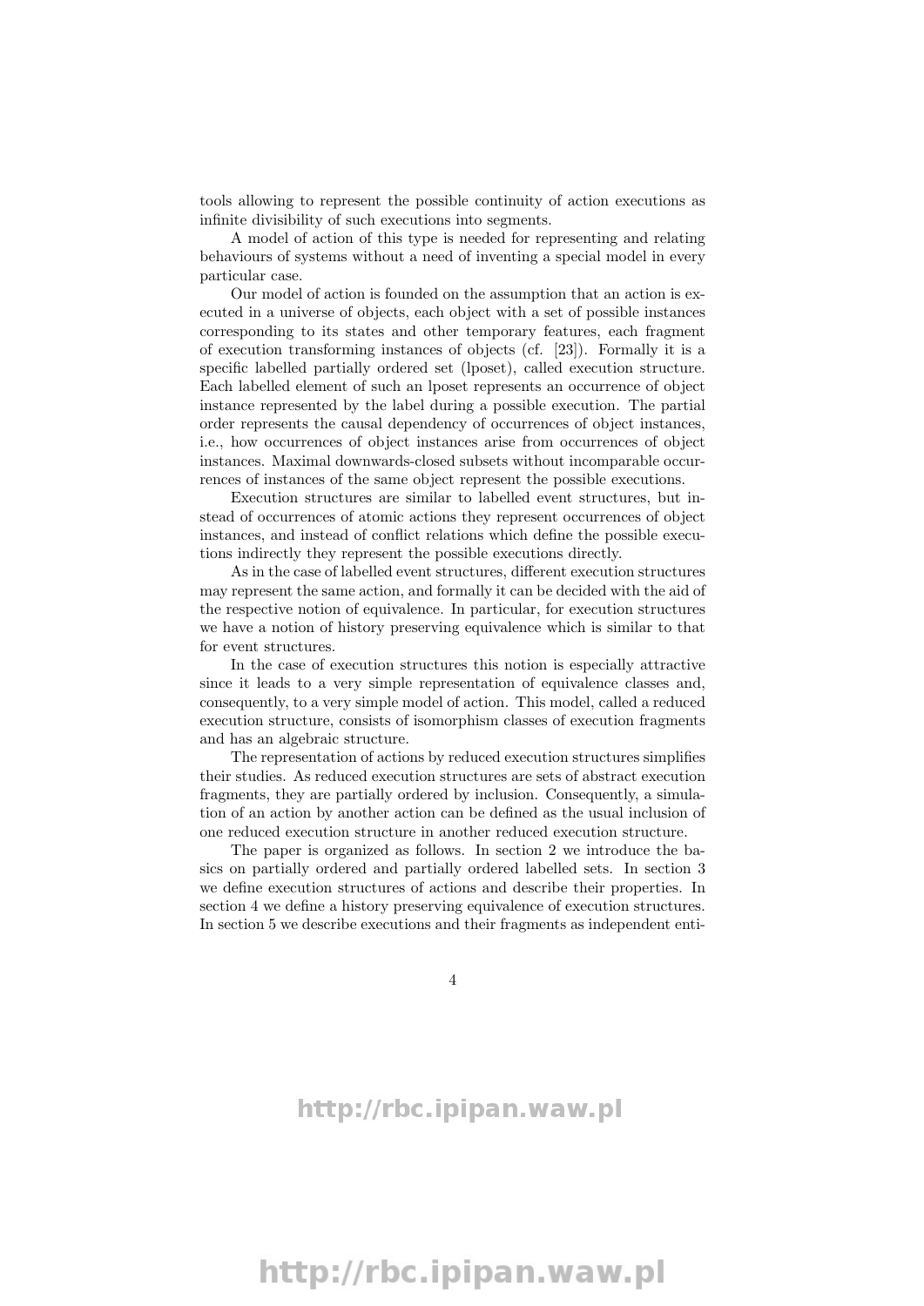tools allowing to represent the possible continuity of action executions as infinite divisibility of such executions into segments.

A model of action of this type is needed for representing and relating behaviours of systems without a need of inventing a special model in every particular case.

Our model of action is founded on the assumption that an action is executed in a universe of objects, each object with a set of possible instances corresponding to its states and other temporary features, each fragment of execution transforming instances of objects (cf. [23]). Formally it is a specific labelled partially ordered set (lposet), called execution structure. Each labelled element of such an lposet represents an occurrence of object instance represented by the label during a possible execution. The partial order represents the causal dependency of occurrences of object instances, i.e., how occurrences of object instances arise from occurrences of object instances. Maximal downwards-closed subsets without incomparable occurrences of instances of the same object represent the possible executions.

Execution structures are similar to labelled event structures, but instead of occurrences of atomic actions they represent occurrences of object instances, and instead of conflict relations which define the possible executions indirectly they represent the possible executions directly.

As in the case of labelled event structures, different execution structures may represent the same action, and formally it can be decided with the aid of the respective notion of equivalence. In particular, for execution structures we have a notion of history preserving equivalence which is similar to that for event structures.

In the case of execution structures this notion is especially attractive since it leads to a very simple representation of equivalence classes and, consequently, to a very simple model of action. This model, called a reduced execution structure, consists of isomorphism classes of execution fragments and has an algebraic structure.

The representation of actions by reduced execution structures simplifies their studies. As reduced execution structures are sets of abstract execution fragments, they are partially ordered by inclusion. Consequently, a simulation of an action by another action can be defined as the usual inclusion of one reduced execution structure in another reduced execution structure.

The paper is organized as follows. In section 2 we introduce the basics on partially ordered and partially ordered labelled sets. In section 3 we define execution structures of actions and describe their properties. In section 4 we define a history preserving equivalence of execution structures. In section 5 we describe executions and their fragments as independent enti-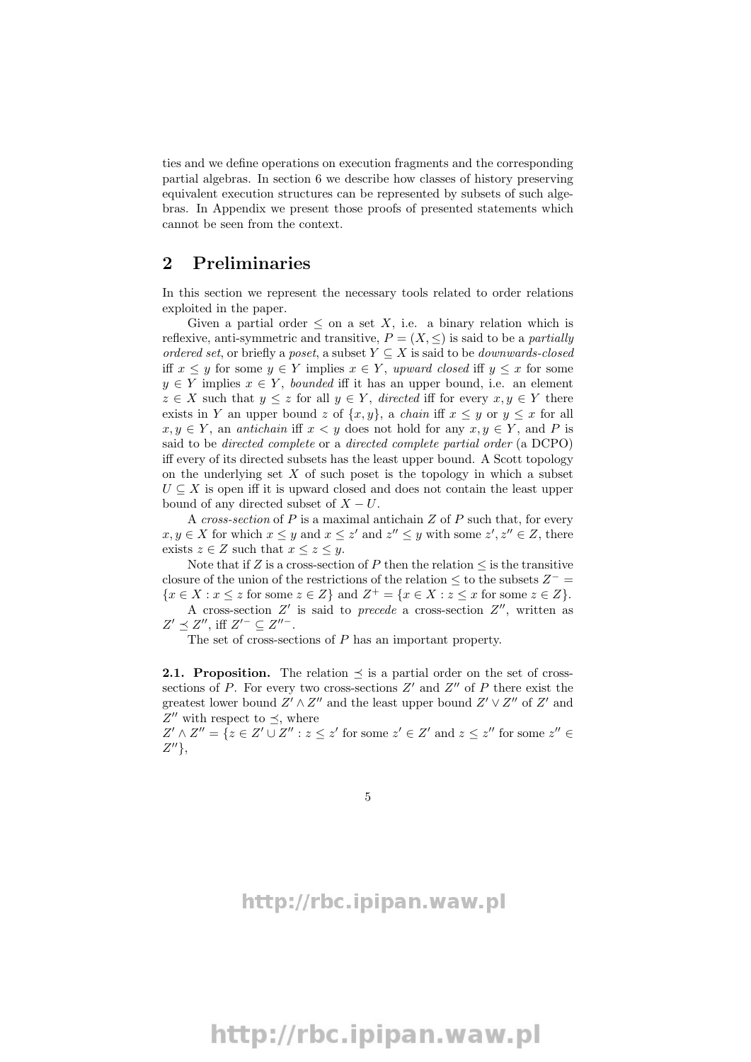ties and we define operations on execution fragments and the corresponding partial algebras. In section 6 we describe how classes of history preserving equivalent execution structures can be represented by subsets of such algebras. In Appendix we present those proofs of presented statements which cannot be seen from the context.

## 2 Preliminaries

In this section we represent the necessary tools related to order relations exploited in the paper.

Given a partial order $\leq$ on a set $X$, i.e. a binary relation which is reflexive, anti-symmetric and transitive, $P = (X, \leq)$ is said to be a *partially ordered set*, or briefly a *poset*, a subset $Y \subseteq X$ is said to be *downwards-closed* iff $x \leq y$ for some $y \in Y$ implies $x \in Y$, *upward closed* iff $y \leq x$ for some $y \in Y$ implies $x \in Y$, *bounded* iff it has an upper bound, i.e. an element $z \in X$ such that $y \leq z$ for all $y \in Y$, *directed* iff for every $x, y \in Y$ there exists in $Y$ an upper bound $z$ of $\{x, y\}$, a *chain* iff $x \leq y$ or $y \leq x$ for all $x, y \in Y$, an *antichain* iff $x < y$ does not hold for any $x, y \in Y$, and $P$ is said to be *directed complete* or a *directed complete partial order* (a DCPO) iff every of its directed subsets has the least upper bound. A Scott topology on the underlying set $X$ of such poset is the topology in which a subset $U \subseteq X$ is open iff it is upward closed and does not contain the least upper bound of any directed subset of $X - U$.

A *cross-section* of $P$ is a maximal antichain $Z$ of $P$ such that, for every $x, y \in X$ for which $x \leq y$ and $x \leq z'$ and $z'' \leq y$ with some $z', z'' \in Z$, there exists $z \in Z$ such that $x \leq z \leq y$.

Note that if $Z$ is a cross-section of $P$ then the relation $\leq$ is the transitive closure of the union of the restrictions of the relation $\leq$ to the subsets $Z^- = \{x \in X : x \leq z \text{ for some } z \in Z\}$ and $Z^+ = \{x \in X : z \leq x \text{ for some } z \in Z\}$.

A cross-section $Z'$ is said to *precede* a cross-section $Z''$, written as $Z' \preceq Z''$, iff $Z'^- \subseteq Z''^-$.

The set of cross-sections of $P$ has an important property.

**2.1. Proposition.** The relation $\preceq$ is a partial order on the set of cross-sections of $P$. For every two cross-sections $Z'$ and $Z''$ of $P$ there exist the greatest lower bound $Z' \wedge Z''$ and the least upper bound $Z' \vee Z''$ of $Z'$ and $Z''$ with respect to $\preceq$, where
$Z' \wedge Z'' = \{z \in Z' \cup Z'' : z \leq z' \text{ for some } z' \in Z' \text{ and } z \leq z'' \text{ for some } z'' \in Z''\}$,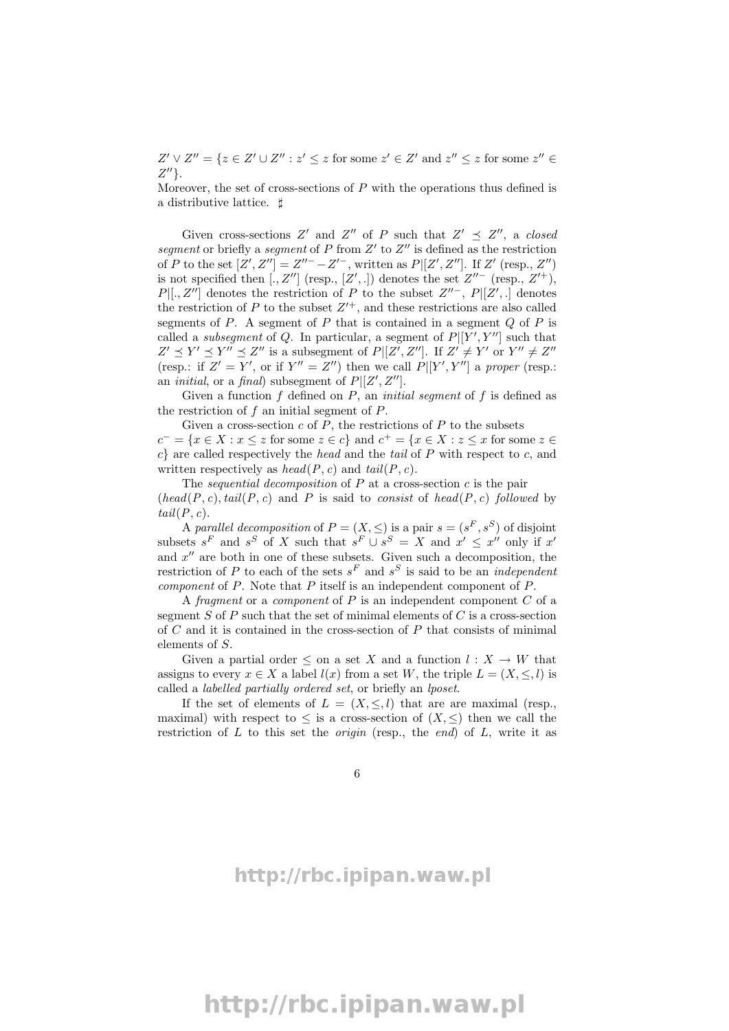$Z' \vee Z'' = \{z \in Z' \cup Z'' : z' \leq z$ for some $z' \in Z'$ and $z'' \leq z$ for some $z'' \in Z''\}$.
Moreover, the set of cross-sections of $P$ with the operations thus defined is a distributive lattice. $\sharp$

Given cross-sections $Z'$ and $Z''$ of $P$ such that $Z' \preceq Z''$, a *closed segment* or briefly a *segment* of $P$ from $Z'$ to $Z''$ is defined as the restriction of $P$ to the set $[Z', Z''] = Z''^{-} - Z'^{-}$, written as $P|[Z', Z'']$. If $Z'$ (resp., $Z''$) is not specified then $[., Z'']$ (resp., $[Z', .]$) denotes the set $Z''^{-}$ (resp., $Z'^{+}$), $P|[., Z'']$ denotes the restriction of $P$ to the subset $Z''^{-}$, $P|[Z', .]$ denotes the restriction of $P$ to the subset $Z'^{+}$, and these restrictions are also called segments of $P$. A segment of $P$ that is contained in a segment $Q$ of $P$ is called a *subsegment* of $Q$. In particular, a segment of $P|[Y', Y'']$ such that $Z' \preceq Y' \preceq Y'' \preceq Z''$ is a subsegment of $P|[Z', Z'']$. If $Z' \neq Y'$ or $Y'' \neq Z''$ (resp.: if $Z' = Y'$, or if $Y'' = Z''$) then we call $P|[Y', Y'']$ a *proper* (resp.: an *initial*, or a *final*) subsegment of $P|[Z', Z'']$.

Given a function $f$ defined on $P$, an *initial segment* of $f$ is defined as the restriction of $f$ an initial segment of $P$.

Given a cross-section $c$ of $P$, the restrictions of $P$ to the subsets $c^{-} = \{x \in X : x \leq z$ for some $z \in c\}$ and $c^{+} = \{x \in X : z \leq x$ for some $z \in c\}$ are called respectively the *head* and the *tail* of $P$ with respect to $c$, and written respectively as $head(P, c)$ and $tail(P, c)$.

The *sequential decomposition* of $P$ at a cross-section $c$ is the pair $(head(P, c), tail(P, c)$ and $P$ is said to *consist* of $head(P, c)$ *followed* by $tail(P, c)$.

A *parallel decomposition* of $P = (X, \leq)$ is a pair $s = (s^F, s^S)$ of disjoint subsets $s^F$ and $s^S$ of $X$ such that $s^F \cup s^S = X$ and $x' \leq x''$ only if $x'$ and $x''$ are both in one of these subsets. Given such a decomposition, the restriction of $P$ to each of the sets $s^F$ and $s^S$ is said to be an *independent component* of $P$. Note that $P$ itself is an independent component of $P$.

A *fragment* or a *component* of $P$ is an independent component $C$ of a segment $S$ of $P$ such that the set of minimal elements of $C$ is a cross-section of $C$ and it is contained in the cross-section of $P$ that consists of minimal elements of $S$.

Given a partial order $\leq$ on a set $X$ and a function $l : X \rightarrow W$ that assigns to every $x \in X$ a label $l(x)$ from a set $W$, the triple $L = (X, \leq, l)$ is called a *labelled partially ordered set*, or briefly an *lposet*.

If the set of elements of $L = (X, \leq, l)$ that are are maximal (resp., maximal) with respect to $\leq$ is a cross-section of $(X, \leq)$ then we call the restriction of $L$ to this set the *origin* (resp., the *end*) of $L$, write it as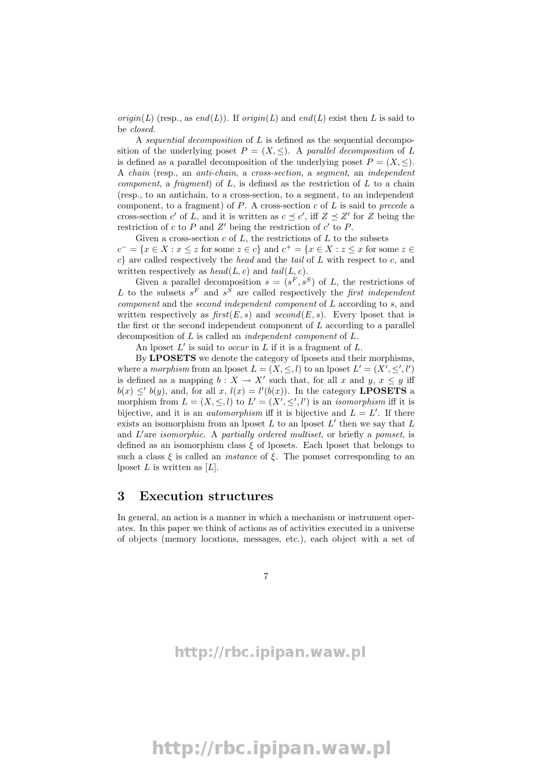*origin*($L$) (resp., as *end*($L$)). If *origin*($L$) and *end*($L$) exist then $L$ is said to be *closed*.

A *sequential decomposition* of $L$ is defined as the sequential decomposition of the underlying poset $P = (X, \leq)$. A *parallel decomposition* of $L$ is defined as a parallel decomposition of the underlying poset $P = (X, \leq)$. A *chain* (resp., an *anti-chain*, a *cross-section*, a *segment*, an *independent component*, a *fragment*) of $L$, is defined as the restriction of $L$ to a chain (resp., to an antichain, to a cross-section, to a segment, to an independent component, to a fragment) of $P$. A cross-section $c$ of $L$ is said to *precede* a cross-section $c'$ of $L$, and it is written as $c \preceq c'$, iff $Z \preceq Z'$ for $Z$ being the restriction of $c$ to $P$ and $Z'$ being the restriction of $c'$ to $P$.

Given a cross-section $c$ of $L$, the restrictions of $L$ to the subsets $c^- = \{x \in X : x \leq z \text{ for some } z \in c\}$ and $c^+ = \{x \in X : z \leq x \text{ for some } z \in c\}$ are called respectively the *head* and the *tail* of $L$ with respect to $c$, and written respectively as *head*($L, c$) and *tail*($L, c$).

Given a parallel decomposition $s = (s^F, s^S)$ of $L$, the restrictions of $L$ to the subsets $s^F$ and $s^S$ are called respectively the *first independent component* and the *second independent component* of $L$ according to $s$, and written respectively as *first*($E, s$) and *second*($E, s$). Every lposet that is the first or the second independent component of $L$ according to a parallel decomposition of $L$ is called an *independent component* of $L$.

An lposet $L'$ is said to *occur* in $L$ if it is a fragment of $L$.

By **LPOSETS** we denote the category of lposets and their morphisms, where a *morphism* from an lposet $L = (X, \leq, l)$ to an lposet $L' = (X', \leq', l')$ is defined as a mapping $b : X \to X'$ such that, for all $x$ and $y$, $x \leq y$ iff $b(x) \leq' b(y)$, and, for all $x$, $l(x) = l'(b(x))$. In the category **LPOSETS** a morphism from $L = (X, \leq, l)$ to $L' = (X', \leq', l')$ is an *isomorphism* iff it is bijective, and it is an *automorphism* iff it is bijective and $L = L'$. If there exists an isomorphism from an lposet $L$ to an lposet $L'$ then we say that $L$ and $L'$are *isomorphic*. A *partially ordered multiset*, or briefly a *pomset*, is defined as an isomorphism class $\xi$ of lposets. Each lposet that belongs to such a class $\xi$ is called an *instance* of $\xi$. The pomset corresponding to an lposet $L$ is written as $[L]$.

## 3 Execution structures

In general, an action is a manner in which a mechanism or instrument operates. In this paper we think of actions as of activities executed in a universe of objects (memory locations, messages, etc.), each object with a set of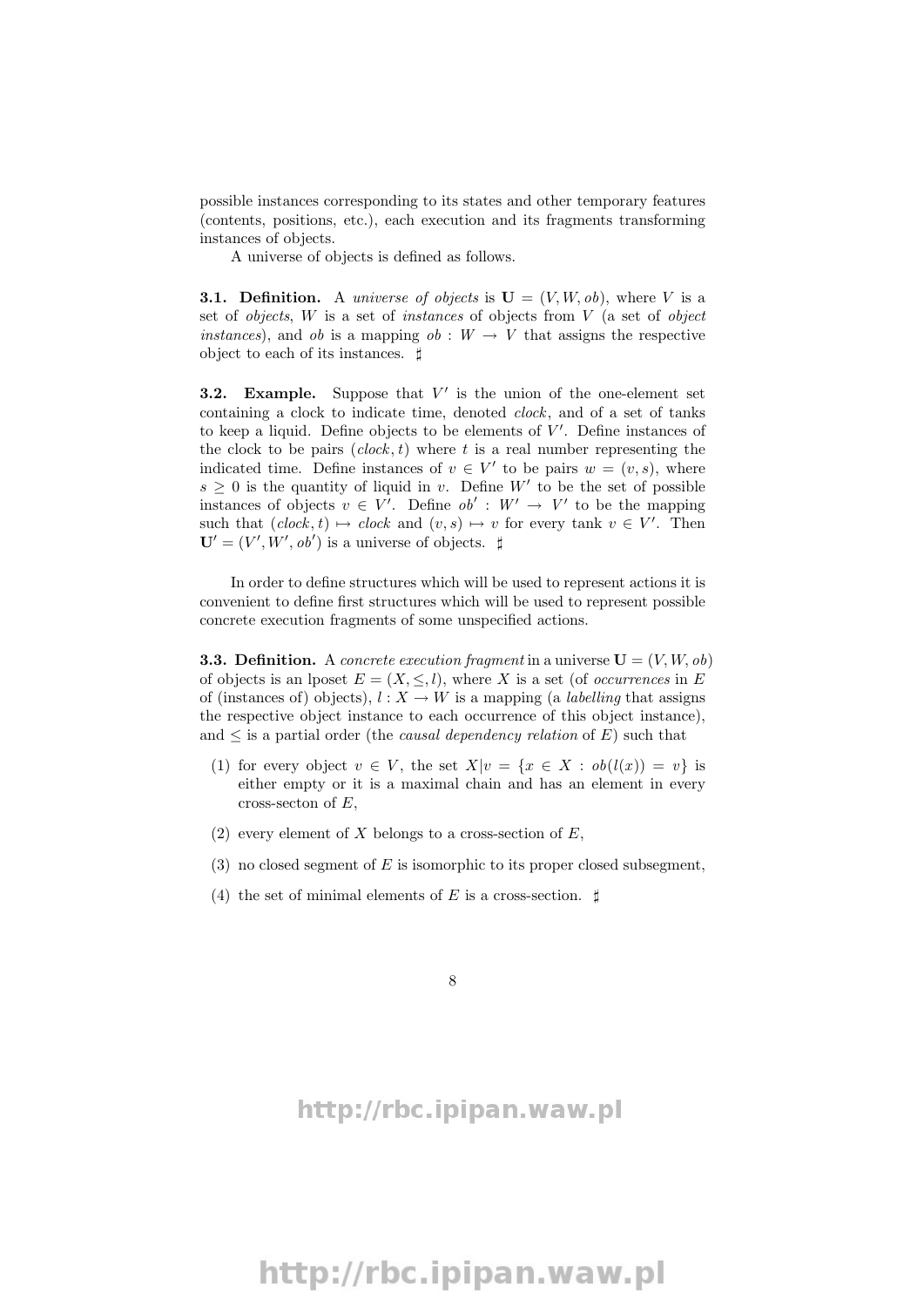possible instances corresponding to its states and other temporary features (contents, positions, etc.), each execution and its fragments transforming instances of objects.

A universe of objects is defined as follows.

**3.1. Definition.** A *universe of objects* is $\mathbf{U} = (V, W, ob)$, where $V$ is a set of *objects*, $W$ is a set of *instances* of objects from $V$ (a set of *object instances*), and $ob$ is a mapping $ob : W \to V$ that assigns the respective object to each of its instances. ♯

**3.2. Example.** Suppose that $V'$ is the union of the one-element set containing a clock to indicate time, denoted *clock*, and of a set of tanks to keep a liquid. Define objects to be elements of $V'$. Define instances of the clock to be pairs $(clock, t)$ where $t$ is a real number representing the indicated time. Define instances of $v \in V'$ to be pairs $w = (v, s)$, where $s \geq 0$ is the quantity of liquid in $v$. Define $W'$ to be the set of possible instances of objects $v \in V'$. Define $ob' : W' \to V'$ to be the mapping such that $(clock, t) \mapsto clock$ and $(v, s) \mapsto v$ for every tank $v \in V'$. Then $\mathbf{U}' = (V', W', ob')$ is a universe of objects. ♯

In order to define structures which will be used to represent actions it is convenient to define first structures which will be used to represent possible concrete execution fragments of some unspecified actions.

**3.3. Definition.** A *concrete execution fragment* in a universe $\mathbf{U} = (V, W, ob)$ of objects is an lposet $E = (X, \leq, l)$, where $X$ is a set (of *occurrences* in $E$ of (instances of) objects), $l : X \to W$ is a mapping (a *labelling* that assigns the respective object instance to each occurrence of this object instance), and $\leq$ is a partial order (the *causal dependency relation* of $E$) such that

(1) for every object $v \in V$, the set $X|v = \{x \in X : ob(l(x)) = v\}$ is either empty or it is a maximal chain and has an element in every cross-secton of $E$,

(2) every element of $X$ belongs to a cross-section of $E$,

(3) no closed segment of $E$ is isomorphic to its proper closed subsegment,

(4) the set of minimal elements of $E$ is a cross-section. ♯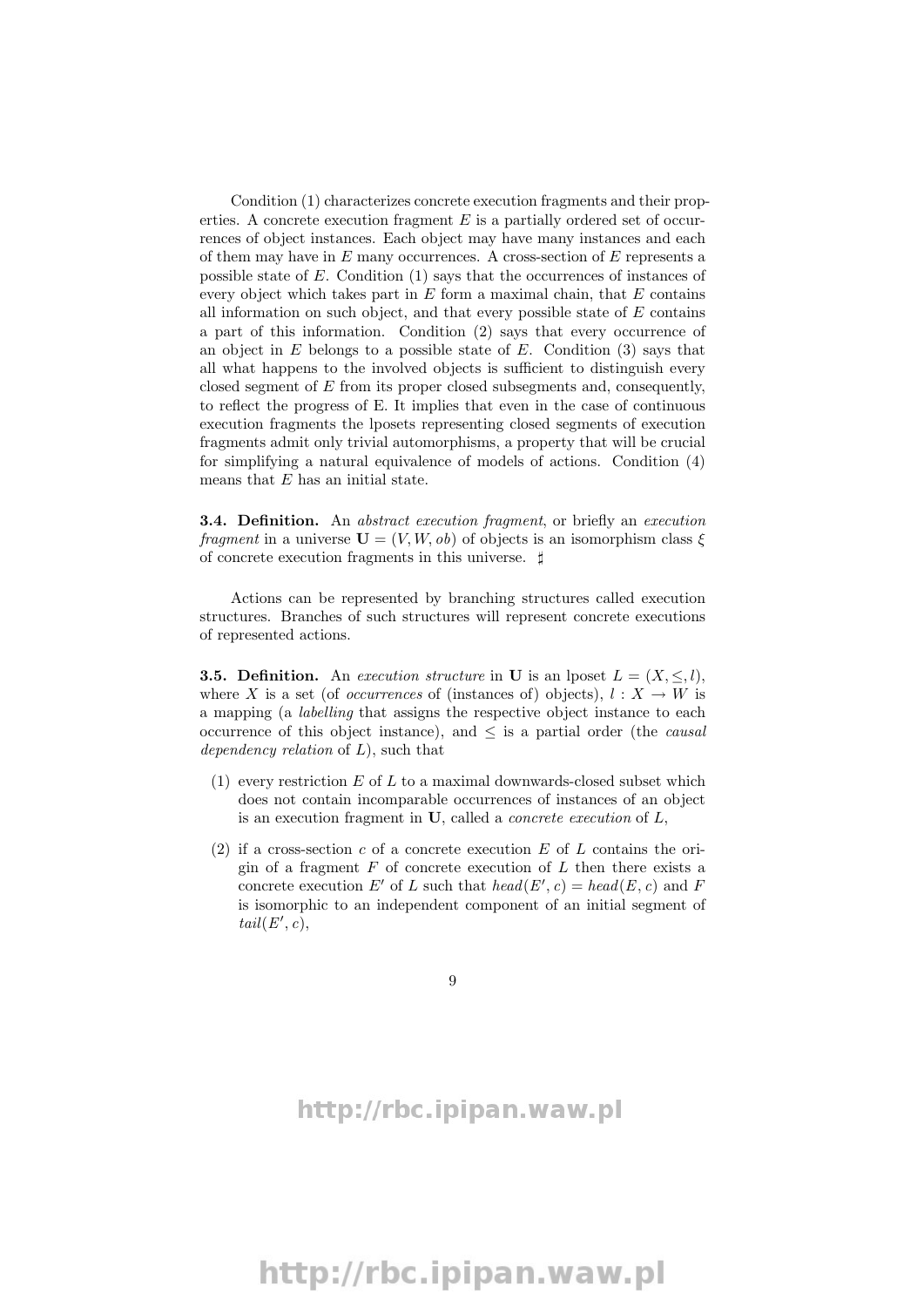Condition (1) characterizes concrete execution fragments and their properties. A concrete execution fragment $E$ is a partially ordered set of occurrences of object instances. Each object may have many instances and each of them may have in $E$ many occurrences. A cross-section of $E$ represents a possible state of $E$. Condition (1) says that the occurrences of instances of every object which takes part in $E$ form a maximal chain, that $E$ contains all information on such object, and that every possible state of $E$ contains a part of this information. Condition (2) says that every occurrence of an object in $E$ belongs to a possible state of $E$. Condition (3) says that all what happens to the involved objects is sufficient to distinguish every closed segment of $E$ from its proper closed subsegments and, consequently, to reflect the progress of E. It implies that even in the case of continuous execution fragments the lposets representing closed segments of execution fragments admit only trivial automorphisms, a property that will be crucial for simplifying a natural equivalence of models of actions. Condition (4) means that $E$ has an initial state.

**3.4. Definition.** An *abstract execution fragment*, or briefly an *execution fragment* in a universe $\mathbf{U} = (V, W, ob)$ of objects is an isomorphism class $\xi$ of concrete execution fragments in this universe. $\sharp$

Actions can be represented by branching structures called execution structures. Branches of such structures will represent concrete executions of represented actions.

**3.5. Definition.** An *execution structure* in $\mathbf{U}$ is an lposet $L = (X, \leq, l)$, where $X$ is a set (of *occurrences* of (instances of) objects), $l : X \to W$ is a mapping (a *labelling* that assigns the respective object instance to each occurrence of this object instance), and $\leq$ is a partial order (the *causal dependency relation* of $L$), such that

(1) every restriction $E$ of $L$ to a maximal downwards-closed subset which does not contain incomparable occurrences of instances of an object is an execution fragment in $\mathbf{U}$, called a *concrete execution* of $L$,

(2) if a cross-section $c$ of a concrete execution $E$ of $L$ contains the origin of a fragment $F$ of concrete execution of $L$ then there exists a concrete execution $E'$ of $L$ such that $head(E', c) = head(E, c)$ and $F$ is isomorphic to an independent component of an initial segment of $tail(E', c)$,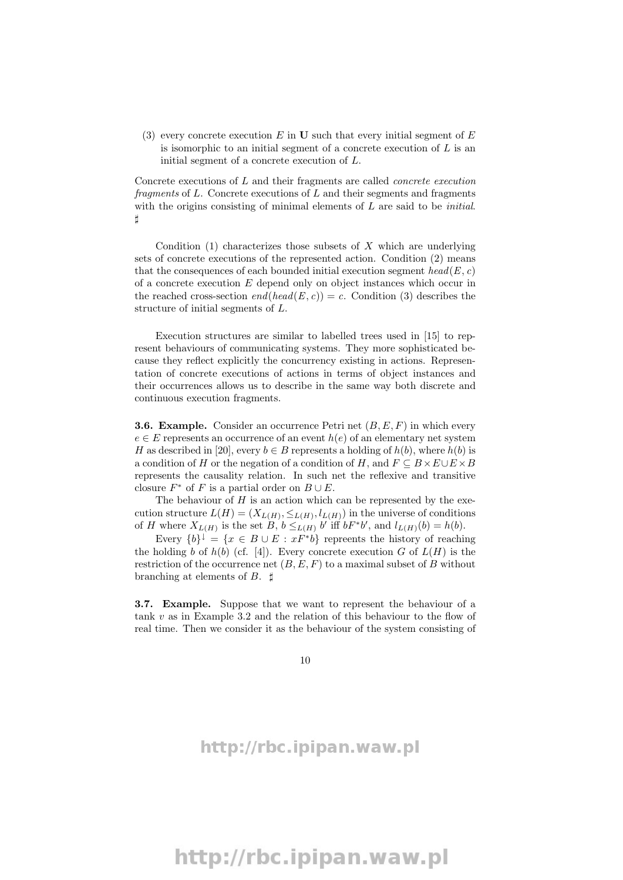(3) every concrete execution $E$ in $\mathbf{U}$ such that every initial segment of $E$ is isomorphic to an initial segment of a concrete execution of $L$ is an initial segment of a concrete execution of $L$.

Concrete executions of $L$ and their fragments are called *concrete execution fragments* of $L$. Concrete executions of $L$ and their segments and fragments with the origins consisting of minimal elements of $L$ are said to be *initial*. $\sharp$

Condition (1) characterizes those subsets of $X$ which are underlying sets of concrete executions of the represented action. Condition (2) means that the consequences of each bounded initial execution segment $head(E, c)$ of a concrete execution $E$ depend only on object instances which occur in the reached cross-section $end(head(E, c)) = c$. Condition (3) describes the structure of initial segments of $L$.

Execution structures are similar to labelled trees used in [15] to represent behaviours of communicating systems. They more sophisticated because they reflect explicitly the concurrency existing in actions. Representation of concrete executions of actions in terms of object instances and their occurrences allows us to describe in the same way both discrete and continuous execution fragments.

**3.6. Example.** Consider an occurrence Petri net $(B, E, F)$ in which every $e \in E$ represents an occurrence of an event $h(e)$ of an elementary net system $H$ as described in [20], every $b \in B$ represents a holding of $h(b)$, where $h(b)$ is a condition of $H$ or the negation of a condition of $H$, and $F \subseteq B \times E \cup E \times B$ represents the causality relation. In such net the reflexive and transitive closure $F^*$ of $F$ is a partial order on $B \cup E$.

The behaviour of $H$ is an action which can be represented by the execution structure $L(H) = (X_{L(H)}, \leq_{L(H)}, l_{L(H)})$ in the universe of conditions of $H$ where $X_{L(H)}$ is the set $B$, $b \leq_{L(H)} b'$ iff $bF^*b'$, and $l_{L(H)}(b) = h(b)$.

Every $\{b\}^{\downarrow} = \{x \in B \cup E : xF^*b\}$ repreents the history of reaching the holding $b$ of $h(b)$ (cf. [4]). Every concrete execution $G$ of $L(H)$ is the restriction of the occurrence net $(B, E, F)$ to a maximal subset of $B$ without branching at elements of $B$. $\sharp$

**3.7. Example.** Suppose that we want to represent the behaviour of a tank $v$ as in Example 3.2 and the relation of this behaviour to the flow of real time. Then we consider it as the behaviour of the system consisting of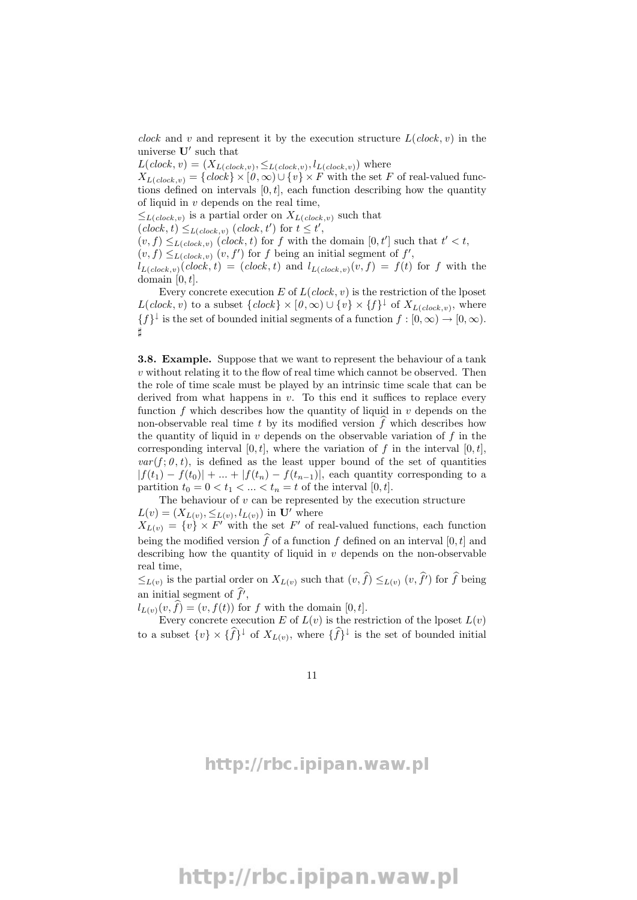*clock* and $v$ and represent it by the execution structure $L(clock, v)$ in the universe $\mathbf{U}'$ such that

$L(clock, v) = (X_{L(clock,v)}, \leq_{L(clock,v)}, l_{L(clock,v)})$ where

$X_{L(clock,v)} = \{clock\} \times [0, \infty) \cup \{v\} \times F$ with the set $F$ of real-valued functions defined on intervals $[0, t]$, each function describing how the quantity of liquid in $v$ depends on the real time,

$\leq_{L(clock,v)}$ is a partial order on $X_{L(clock,v)}$ such that

$(clock, t) \leq_{L(clock,v)} (clock, t')$ for $t \leq t'$,

$(v, f) \leq_{L(clock,v)} (clock, t)$ for $f$ with the domain $[0, t']$ such that $t' < t$,

$(v, f) \leq_{L(clock,v)} (v, f')$ for $f$ being an initial segment of $f'$,

$l_{L(clock,v)}(clock, t) = (clock, t)$ and $l_{L(clock,v)}(v, f) = f(t)$ for $f$ with the domain $[0, t]$.

Every concrete execution $E$ of $L(clock, v)$ is the restriction of the lposet $L(clock, v)$ to a subset $\{clock\} \times [0, \infty) \cup \{v\} \times \{f\}^{\downarrow}$ of $X_{L(clock,v)}$, where $\{f\}^{\downarrow}$ is the set of bounded initial segments of a function $f : [0, \infty) \to [0, \infty)$. ♯

**3.8. Example.** Suppose that we want to represent the behaviour of a tank $v$ without relating it to the flow of real time which cannot be observed. Then the role of time scale must be played by an intrinsic time scale that can be derived from what happens in $v$. To this end it suffices to replace every function $f$ which describes how the quantity of liquid in $v$ depends on the non-observable real time $t$ by its modified version $\widehat{f}$ which describes how the quantity of liquid in $v$ depends on the observable variation of $f$ in the corresponding interval $[0, t]$, where the variation of $f$ in the interval $[0, t]$, $var(f; 0, t)$, is defined as the least upper bound of the set of quantities $|f(t_1) - f(t_0)| + ... + |f(t_n) - f(t_{n-1})|$, each quantity corresponding to a partition $t_0 = 0 < t_1 < ... < t_n = t$ of the interval $[0, t]$.

The behaviour of $v$ can be represented by the execution structure $L(v) = (X_{L(v)}, \leq_{L(v)}, l_{L(v)})$ in $\mathbf{U}'$ where

$X_{L(v)} = \{v\} \times F'$ with the set $F'$ of real-valued functions, each function being the modified version $\widehat{f}$ of a function $f$ defined on an interval $[0, t]$ and describing how the quantity of liquid in $v$ depends on the non-observable real time,

$\leq_{L(v)}$ is the partial order on $X_{L(v)}$ such that $(v, \widehat{f}) \leq_{L(v)} (v, \widehat{f'})$ for $\widehat{f}$ being an initial segment of $\widehat{f'}$,

$l_{L(v)}(v, \widehat{f}) = (v, f(t))$ for $f$ with the domain $[0, t]$.

Every concrete execution $E$ of $L(v)$ is the restriction of the lposet $L(v)$ to a subset $\{v\} \times \{\widehat{f}\}^{\downarrow}$ of $X_{L(v)}$, where $\{\widehat{f}\}^{\downarrow}$ is the set of bounded initial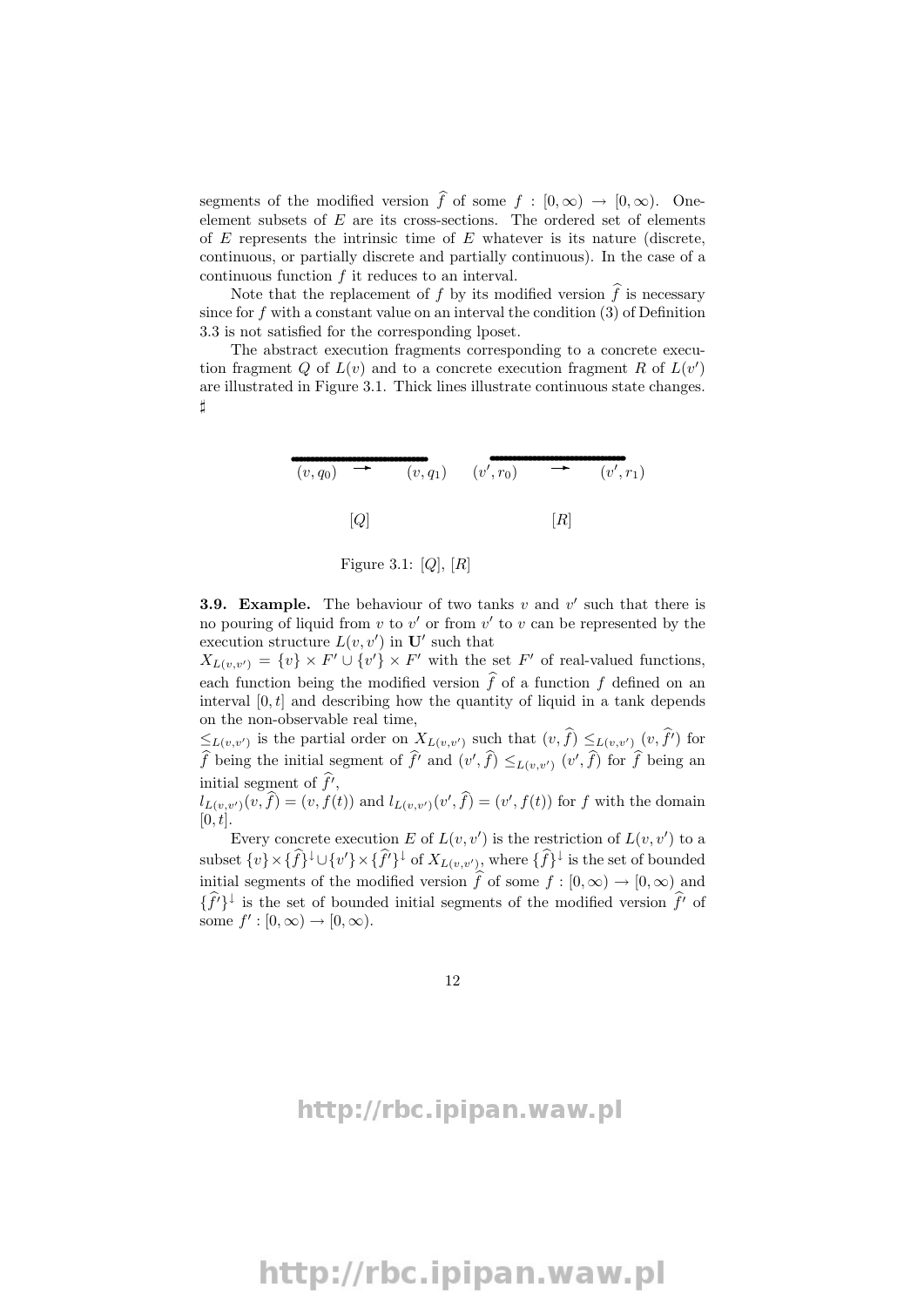segments of the modified version $\widehat{f}$ of some $f : [0,\infty) \to [0,\infty)$. One-element subsets of $E$ are its cross-sections. The ordered set of elements of $E$ represents the intrinsic time of $E$ whatever is its nature (discrete, continuous, or partially discrete and partially continuous). In the case of a continuous function $f$ it reduces to an interval.

Note that the replacement of $f$ by its modified version $\widehat{f}$ is necessary since for $f$ with a constant value on an interval the condition (3) of Definition 3.3 is not satisfied for the corresponding lposet.

The abstract execution fragments corresponding to a concrete execution fragment $Q$ of $L(v)$ and to a concrete execution fragment $R$ of $L(v')$ are illustrated in Figure 3.1. Thick lines illustrate continuous state changes. $\sharp$

$(v, q_0) \longrightarrow (v, q_1) \qquad (v', r_0) \longrightarrow (v', r_1)$

$[Q] \qquad\qquad [R]$

Figure 3.1: $[Q]$, $[R]$

**3.9. Example.** The behaviour of two tanks $v$ and $v'$ such that there is no pouring of liquid from $v$ to $v'$ or from $v'$ to $v$ can be represented by the execution structure $L(v,v')$ in $\mathbf{U}'$ such that

$X_{L(v,v')} = \{v\} \times F' \cup \{v'\} \times F'$ with the set $F'$ of real-valued functions, each function being the modified version $\widehat{f}$ of a function $f$ defined on an interval $[0,t]$ and describing how the quantity of liquid in a tank depends on the non-observable real time,

$\leq_{L(v,v')}$ is the partial order on $X_{L(v,v')}$ such that $(v,\widehat{f}) \leq_{L(v,v')} (v,\widehat{f'})$ for $\widehat{f}$ being the initial segment of $\widehat{f'}$ and $(v',\widehat{f}) \leq_{L(v,v')} (v',\widehat{f})$ for $\widehat{f}$ being an initial segment of $\widehat{f'}$,

$l_{L(v,v')}(v,\widehat{f}) = (v, f(t))$ and $l_{L(v,v')}(v',\widehat{f}) = (v', f(t))$ for $f$ with the domain $[0,t]$.

Every concrete execution $E$ of $L(v,v')$ is the restriction of $L(v,v')$ to a subset $\{v\} \times \{\widehat{f}\}^{\downarrow} \cup \{v'\} \times \{\widehat{f'}\}^{\downarrow}$ of $X_{L(v,v')}$, where $\{\widehat{f}\}^{\downarrow}$ is the set of bounded initial segments of the modified version $\widehat{f}$ of some $f : [0,\infty) \to [0,\infty)$ and $\{\widehat{f'}\}^{\downarrow}$ is the set of bounded initial segments of the modified version $\widehat{f'}$ of some $f' : [0,\infty) \to [0,\infty)$.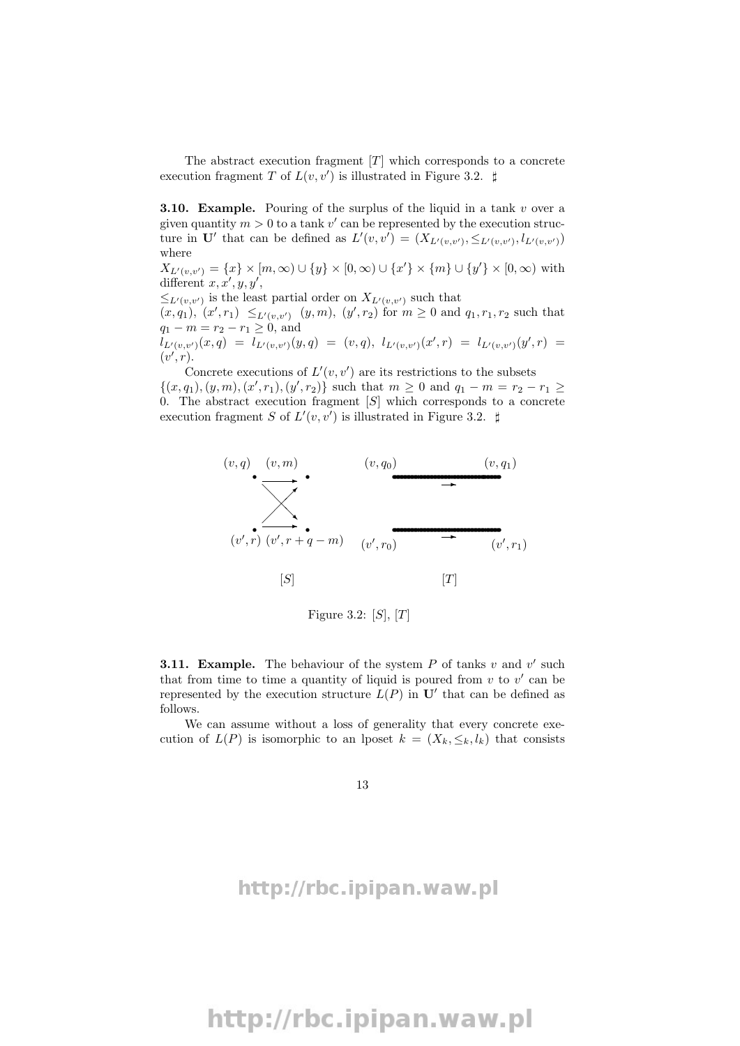The abstract execution fragment $[T]$ which corresponds to a concrete execution fragment $T$ of $L(v, v')$ is illustrated in Figure 3.2. ♯

**3.10. Example.** Pouring of the surplus of the liquid in a tank $v$ over a given quantity $m > 0$ to a tank $v'$ can be represented by the execution structure in $\mathbf{U}'$ that can be defined as $L'(v, v') = (X_{L'(v,v')}, \leq_{L'(v,v')}, l_{L'(v,v')})$ where

$X_{L'(v,v')} = \{x\} \times [m, \infty) \cup \{y\} \times [0, \infty) \cup \{x'\} \times \{m\} \cup \{y'\} \times [0, \infty)$ with different $x, x', y, y'$,

$\leq_{L'(v,v')}$ is the least partial order on $X_{L'(v,v')}$ such that $(x, q_1),\ (x', r_1) \leq_{L'(v,v')} (y, m),\ (y', r_2)$ for $m \geq 0$ and $q_1, r_1, r_2$ such that $q_1 - m = r_2 - r_1 \geq 0$, and

$l_{L'(v,v')}(x, q) = l_{L'(v,v')}(y, q) = (v, q),\ l_{L'(v,v')}(x', r) = l_{L'(v,v')}(y', r) = (v', r)$.

Concrete executions of $L'(v, v')$ are its restrictions to the subsets $\{(x, q_1), (y, m), (x', r_1), (y', r_2)\}$ such that $m \geq 0$ and $q_1 - m = r_2 - r_1 \geq 0$. The abstract execution fragment $[S]$ which corresponds to a concrete execution fragment $S$ of $L'(v, v')$ is illustrated in Figure 3.2. ♯

Figure 3.2: $[S]$, $[T]$

**3.11. Example.** The behaviour of the system $P$ of tanks $v$ and $v'$ such that from time to time a quantity of liquid is poured from $v$ to $v'$ can be represented by the execution structure $L(P)$ in $\mathbf{U}'$ that can be defined as follows.

We can assume without a loss of generality that every concrete execution of $L(P)$ is isomorphic to an lposet $k = (X_k, \leq_k, l_k)$ that consists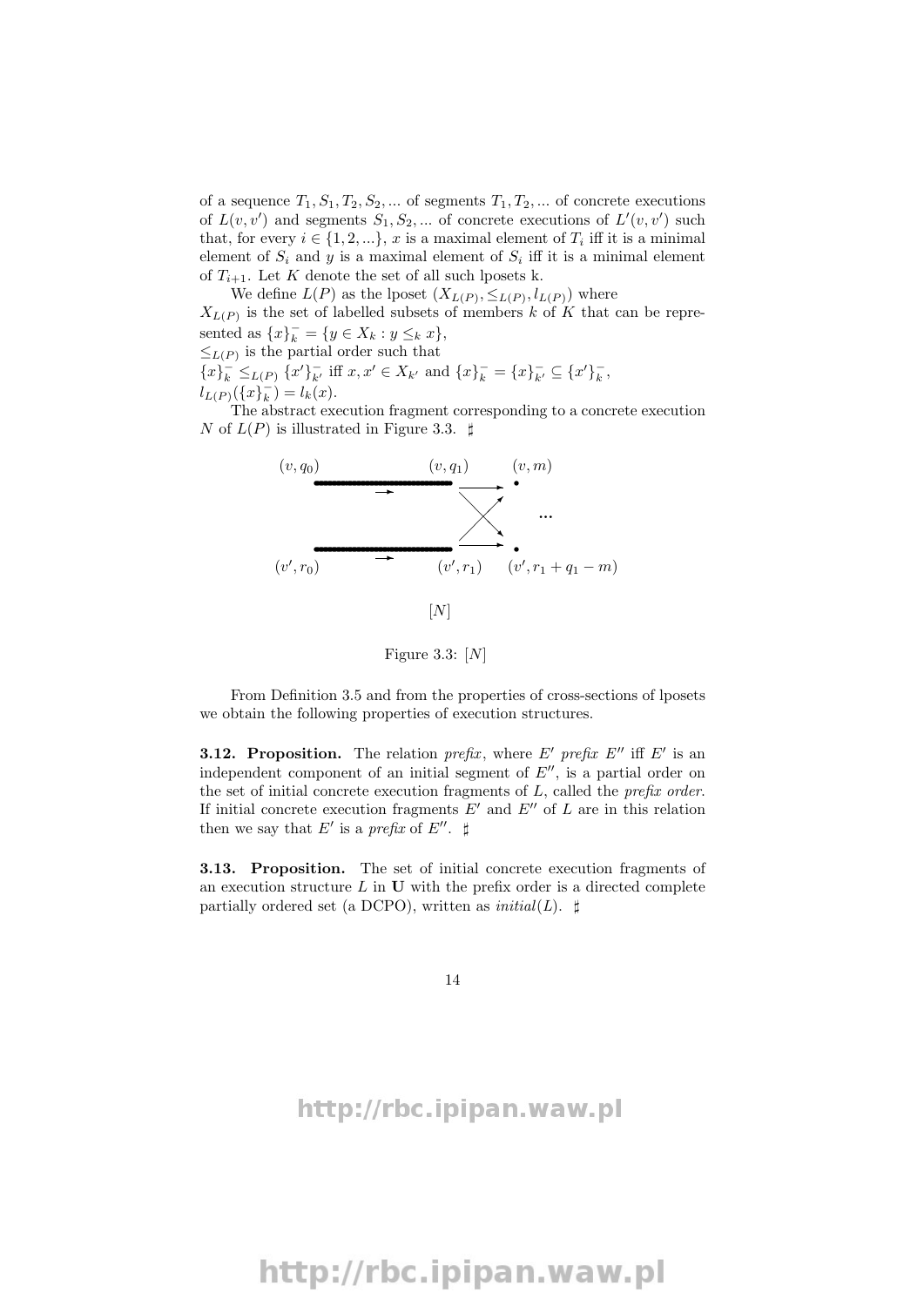of a sequence $T_1, S_1, T_2, S_2, ...$ of segments $T_1, T_2, ...$ of concrete executions of $L(v, v')$ and segments $S_1, S_2, ...$ of concrete executions of $L'(v, v')$ such that, for every $i \in \{1, 2, ...\}$, $x$ is a maximal element of $T_i$ iff it is a minimal element of $S_i$ and $y$ is a maximal element of $S_i$ iff it is a minimal element of $T_{i+1}$. Let $K$ denote the set of all such lposets k.

We define $L(P)$ as the lposet $(X_{L(P)}, \leq_{L(P)}, l_{L(P)})$ where
$X_{L(P)}$ is the set of labelled subsets of members $k$ of $K$ that can be represented as $\{x\}^-_k = \{y \in X_k : y \leq_k x\}$,
$\leq_{L(P)}$ is the partial order such that
$\{x\}^-_k \leq_{L(P)} \{x'\}^-_{k'}$ iff $x, x' \in X_{k'}$ and $\{x\}^-_k = \{x\}^-_{k'} \subseteq \{x'\}^-_k$,
$l_{L(P)}(\{x\}^-_k) = l_k(x)$.

The abstract execution fragment corresponding to a concrete execution $N$ of $L(P)$ is illustrated in Figure 3.3. ♯

$(v, q_0)$ $(v, q_1)$ $(v, m)$

...

$(v', r_0)$ $(v', r_1)$ $(v', r_1 + q_1 - m)$

$[N]$

Figure 3.3: $[N]$

From Definition 3.5 and from the properties of cross-sections of lposets we obtain the following properties of execution structures.

**3.12. Proposition.** The relation *prefix*, where $E'$ *prefix* $E''$ iff $E'$ is an independent component of an initial segment of $E''$, is a partial order on the set of initial concrete execution fragments of $L$, called the *prefix order*. If initial concrete execution fragments $E'$ and $E''$ of $L$ are in this relation then we say that $E'$ is a *prefix* of $E''$. ♯

**3.13. Proposition.** The set of initial concrete execution fragments of an execution structure $L$ in **U** with the prefix order is a directed complete partially ordered set (a DCPO), written as *initial*$(L)$. ♯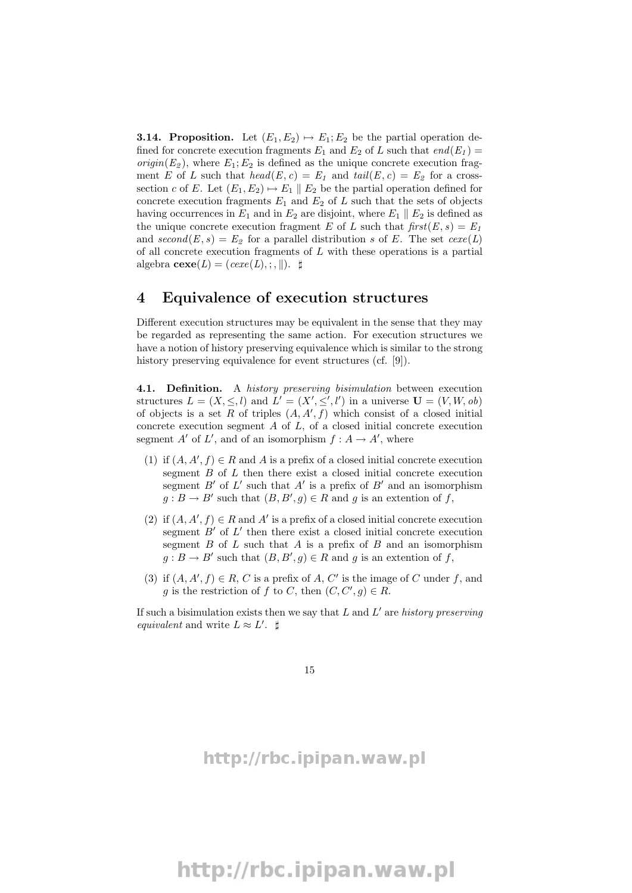**3.14. Proposition.** Let $(E_1, E_2) \mapsto E_1; E_2$ be the partial operation defined for concrete execution fragments $E_1$ and $E_2$ of $L$ such that $end(E_1) = origin(E_2)$, where $E_1; E_2$ is defined as the unique concrete execution fragment $E$ of $L$ such that $head(E, c) = E_1$ and $tail(E, c) = E_2$ for a cross-section $c$ of $E$. Let $(E_1, E_2) \mapsto E_1 \parallel E_2$ be the partial operation defined for concrete execution fragments $E_1$ and $E_2$ of $L$ such that the sets of objects having occurrences in $E_1$ and in $E_2$ are disjoint, where $E_1 \parallel E_2$ is defined as the unique concrete execution fragment $E$ of $L$ such that $first(E, s) = E_1$ and $second(E, s) = E_2$ for a parallel distribution $s$ of $E$. The set $cexe(L)$ of all concrete execution fragments of $L$ with these operations is a partial algebra $\mathbf{cexe}(L) = (cexe(L), ;, \|)$. ♯

# 4 Equivalence of execution structures

Different execution structures may be equivalent in the sense that they may be regarded as representing the same action. For execution structures we have a notion of history preserving equivalence which is similar to the strong history preserving equivalence for event structures (cf. [9]).

**4.1. Definition.** A *history preserving bisimulation* between execution structures $L = (X, \leq, l)$ and $L' = (X', \leq', l')$ in a universe $\mathbf{U} = (V, W, ob)$ of objects is a set $R$ of triples $(A, A', f)$ which consist of a closed initial concrete execution segment $A$ of $L$, of a closed initial concrete execution segment $A'$ of $L'$, and of an isomorphism $f : A \to A'$, where

(1) if $(A, A', f) \in R$ and $A$ is a prefix of a closed initial concrete execution segment $B$ of $L$ then there exist a closed initial concrete execution segment $B'$ of $L'$ such that $A'$ is a prefix of $B'$ and an isomorphism $g : B \to B'$ such that $(B, B', g) \in R$ and $g$ is an extention of $f$,

(2) if $(A, A', f) \in R$ and $A'$ is a prefix of a closed initial concrete execution segment $B'$ of $L'$ then there exist a closed initial concrete execution segment $B$ of $L$ such that $A$ is a prefix of $B$ and an isomorphism $g : B \to B'$ such that $(B, B', g) \in R$ and $g$ is an extention of $f$,

(3) if $(A, A', f) \in R$, $C$ is a prefix of $A$, $C'$ is the image of $C$ under $f$, and $g$ is the restriction of $f$ to $C$, then $(C, C', g) \in R$.

If such a bisimulation exists then we say that $L$ and $L'$ are *history preserving equivalent* and write $L \approx L'$. ♯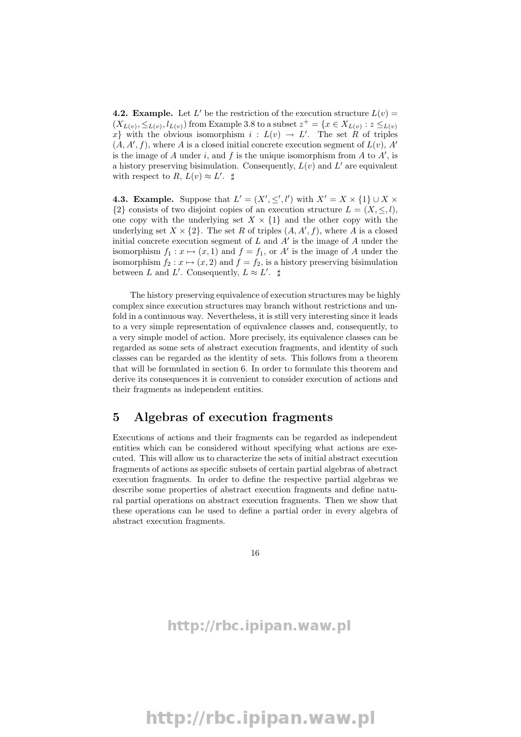**4.2. Example.** Let $L'$ be the restriction of the execution structure $L(v) = (X_{L(v)}, \leq_{L(v)}, l_{L(v)})$ from Example 3.8 to a subset $z^+ = \{x \in X_{L(v)} : z \leq_{L(v)} x\}$ with the obvious isomorphism $i : L(v) \to L'$. The set $R$ of triples $(A, A', f)$, where $A$ is a closed initial concrete execution segment of $L(v)$, $A'$ is the image of $A$ under $i$, and $f$ is the unique isomorphism from $A$ to $A'$, is a history preserving bisimulation. Consequently, $L(v)$ and $L'$ are equivalent with respect to $R$, $L(v) \approx L'$. ♯

**4.3. Example.** Suppose that $L' = (X', \leq', l')$ with $X' = X \times \{1\} \cup X \times \{2\}$ consists of two disjoint copies of an execution structure $L = (X, \leq, l)$, one copy with the underlying set $X \times \{1\}$ and the other copy with the underlying set $X \times \{2\}$. The set $R$ of triples $(A, A', f)$, where $A$ is a closed initial concrete execution segment of $L$ and $A'$ is the image of $A$ under the isomorphism $f_1 : x \mapsto (x, 1)$ and $f = f_1$, or $A'$ is the image of $A$ under the isomorphism $f_2 : x \mapsto (x, 2)$ and $f = f_2$, is a history preserving bisimulation between $L$ and $L'$. Consequently, $L \approx L'$. ♯

The history preserving equivalence of execution structures may be highly complex since execution structures may branch without restrictions and unfold in a continuous way. Nevertheless, it is still very interesting since it leads to a very simple representation of equivalence classes and, consequently, to a very simple model of action. More precisely, its equivalence classes can be regarded as some sets of abstract execution fragments, and identity of such classes can be regarded as the identity of sets. This follows from a theorem that will be formulated in section 6. In order to formulate this theorem and derive its consequences it is convenient to consider execution of actions and their fragments as independent entities.

# 5 Algebras of execution fragments

Executions of actions and their fragments can be regarded as independent entities which can be considered without specifying what actions are executed. This will allow us to characterize the sets of initial abstract execution fragments of actions as specific subsets of certain partial algebras of abstract execution fragments. In order to define the respective partial algebras we describe some properties of abstract execution fragments and define natural partial operations on abstract execution fragments. Then we show that these operations can be used to define a partial order in every algebra of abstract execution fragments.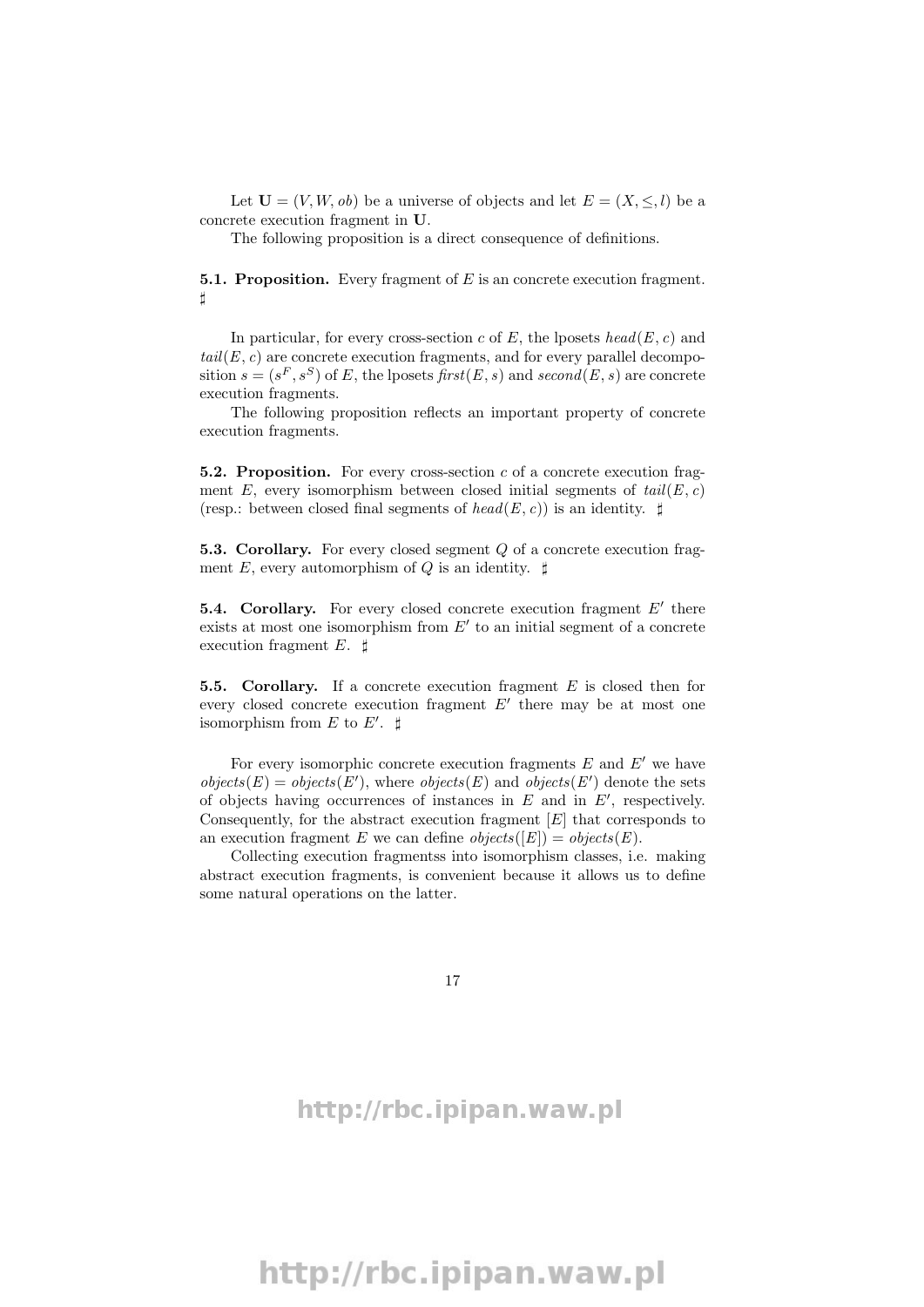Let $\mathbf{U} = (V, W, ob)$ be a universe of objects and let $E = (X, \leq, l)$ be a concrete execution fragment in $\mathbf{U}$.

The following proposition is a direct consequence of definitions.

**5.1. Proposition.** Every fragment of $E$ is an concrete execution fragment. ♯

In particular, for every cross-section $c$ of $E$, the lposets $head(E, c)$ and $tail(E, c)$ are concrete execution fragments, and for every parallel decomposition $s = (s^F, s^S)$ of $E$, the lposets $first(E, s)$ and $second(E, s)$ are concrete execution fragments.

The following proposition reflects an important property of concrete execution fragments.

**5.2. Proposition.** For every cross-section $c$ of a concrete execution fragment $E$, every isomorphism between closed initial segments of $tail(E, c)$ (resp.: between closed final segments of $head(E, c)$) is an identity. ♯

**5.3. Corollary.** For every closed segment $Q$ of a concrete execution fragment $E$, every automorphism of $Q$ is an identity. ♯

**5.4. Corollary.** For every closed concrete execution fragment $E'$ there exists at most one isomorphism from $E'$ to an initial segment of a concrete execution fragment $E$. ♯

**5.5. Corollary.** If a concrete execution fragment $E$ is closed then for every closed concrete execution fragment $E'$ there may be at most one isomorphism from $E$ to $E'$. ♯

For every isomorphic concrete execution fragments $E$ and $E'$ we have $objects(E) = objects(E')$, where $objects(E)$ and $objects(E')$ denote the sets of objects having occurrences of instances in $E$ and in $E'$, respectively. Consequently, for the abstract execution fragment $[E]$ that corresponds to an execution fragment $E$ we can define $objects([E]) = objects(E)$.

Collecting execution fragmentss into isomorphism classes, i.e. making abstract execution fragments, is convenient because it allows us to define some natural operations on the latter.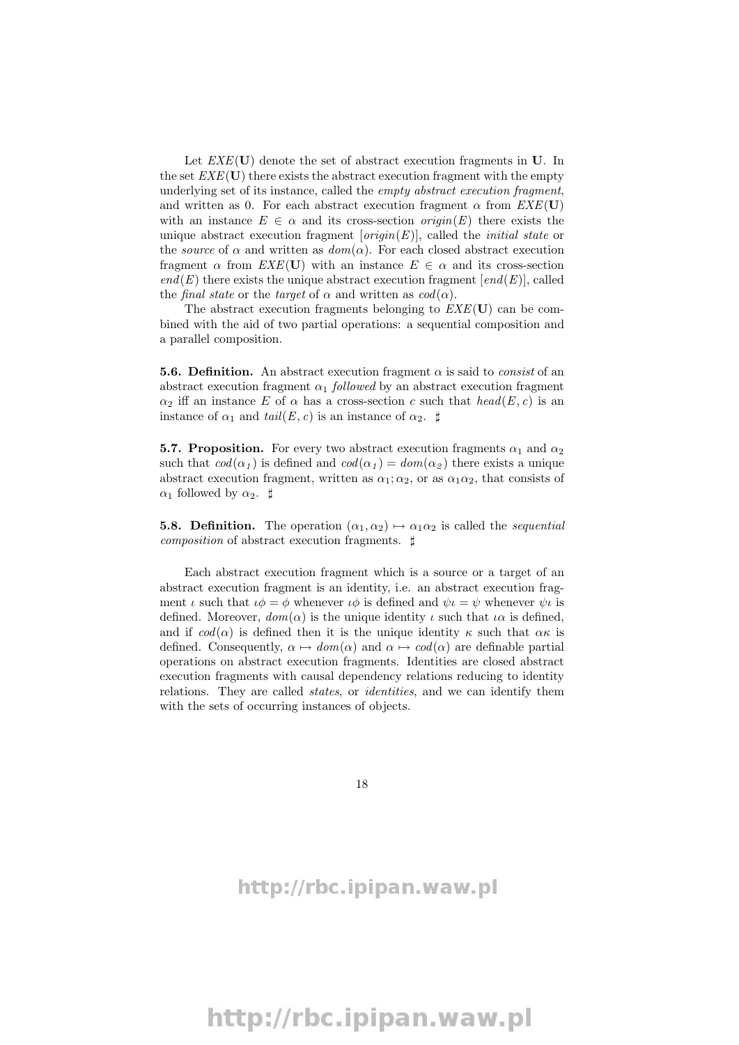Let $EXE(\mathbf{U})$ denote the set of abstract execution fragments in $\mathbf{U}$. In the set $EXE(\mathbf{U})$ there exists the abstract execution fragment with the empty underlying set of its instance, called the *empty abstract execution fragment*, and written as 0. For each abstract execution fragment $\alpha$ from $EXE(\mathbf{U})$ with an instance $E \in \alpha$ and its cross-section $origin(E)$ there exists the unique abstract execution fragment $[origin(E)]$, called the *initial state* or the *source* of $\alpha$ and written as $dom(\alpha)$. For each closed abstract execution fragment $\alpha$ from $EXE(\mathbf{U})$ with an instance $E \in \alpha$ and its cross-section $end(E)$ there exists the unique abstract execution fragment $[end(E)]$, called the *final state* or the *target* of $\alpha$ and written as $cod(\alpha)$.

The abstract execution fragments belonging to $EXE(\mathbf{U})$ can be combined with the aid of two partial operations: a sequential composition and a parallel composition.

**5.6. Definition.** An abstract execution fragment $\alpha$ is said to *consist* of an abstract execution fragment $\alpha_1$ *followed* by an abstract execution fragment $\alpha_2$ iff an instance $E$ of $\alpha$ has a cross-section $c$ such that $head(E, c)$ is an instance of $\alpha_1$ and $tail(E, c)$ is an instance of $\alpha_2$. ♯

**5.7. Proposition.** For every two abstract execution fragments $\alpha_1$ and $\alpha_2$ such that $cod(\alpha_1)$ is defined and $cod(\alpha_1) = dom(\alpha_2)$ there exists a unique abstract execution fragment, written as $\alpha_1;\alpha_2$, or as $\alpha_1\alpha_2$, that consists of $\alpha_1$ followed by $\alpha_2$. ♯

**5.8. Definition.** The operation $(\alpha_1, \alpha_2) \mapsto \alpha_1\alpha_2$ is called the *sequential composition* of abstract execution fragments. ♯

Each abstract execution fragment which is a source or a target of an abstract execution fragment is an identity, i.e. an abstract execution fragment $\iota$ such that $\iota\phi = \phi$ whenever $\iota\phi$ is defined and $\psi\iota = \psi$ whenever $\psi\iota$ is defined. Moreover, $dom(\alpha)$ is the unique identity $\iota$ such that $\iota\alpha$ is defined, and if $cod(\alpha)$ is defined then it is the unique identity $\kappa$ such that $\alpha\kappa$ is defined. Consequently, $\alpha \mapsto dom(\alpha)$ and $\alpha \mapsto cod(\alpha)$ are definable partial operations on abstract execution fragments. Identities are closed abstract execution fragments with causal dependency relations reducing to identity relations. They are called *states*, or *identities*, and we can identify them with the sets of occurring instances of objects.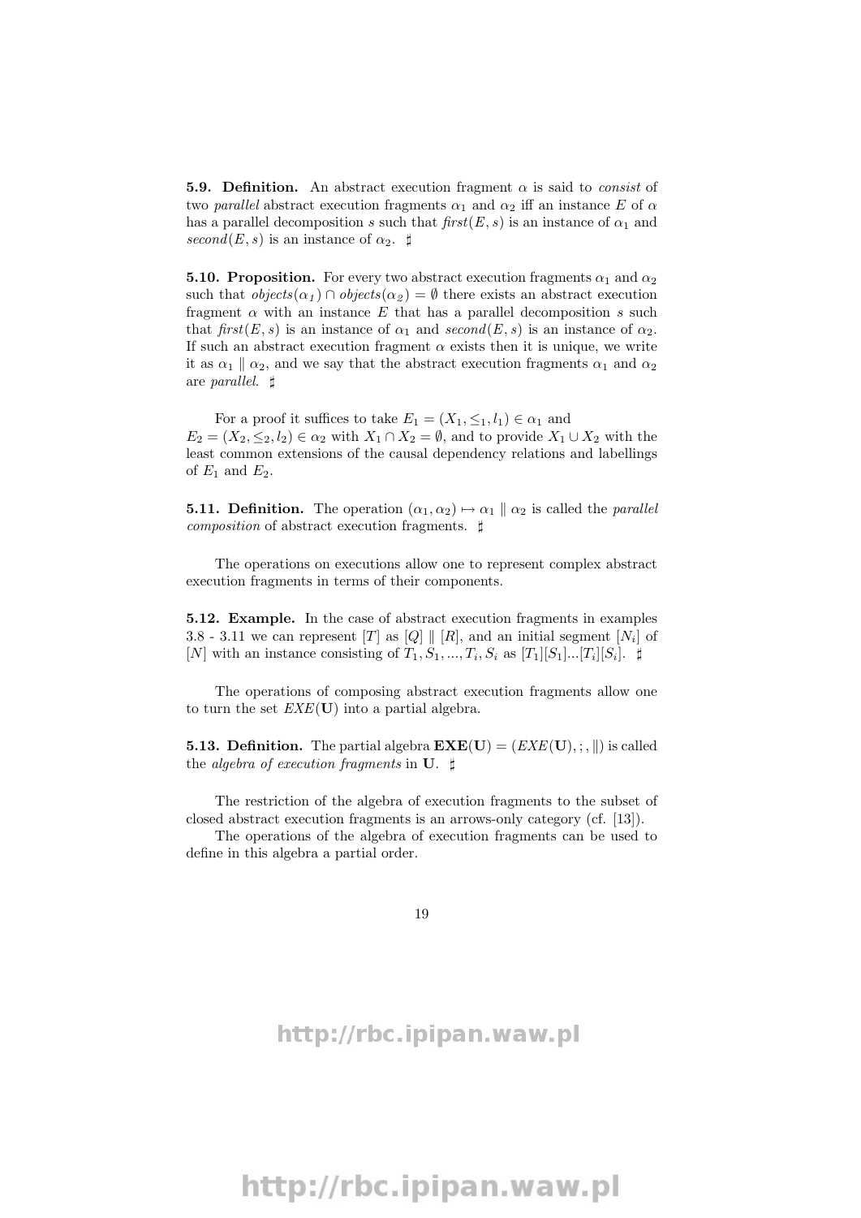**5.9. Definition.** An abstract execution fragment $\alpha$ is said to *consist* of two *parallel* abstract execution fragments $\alpha_1$ and $\alpha_2$ iff an instance $E$ of $\alpha$ has a parallel decomposition $s$ such that $first(E, s)$ is an instance of $\alpha_1$ and $second(E, s)$ is an instance of $\alpha_2$. $\sharp$

**5.10. Proposition.** For every two abstract execution fragments $\alpha_1$ and $\alpha_2$ such that $objects(\alpha_1) \cap objects(\alpha_2) = \emptyset$ there exists an abstract execution fragment $\alpha$ with an instance $E$ that has a parallel decomposition $s$ such that $first(E, s)$ is an instance of $\alpha_1$ and $second(E, s)$ is an instance of $\alpha_2$. If such an abstract execution fragment $\alpha$ exists then it is unique, we write it as $\alpha_1 \parallel \alpha_2$, and we say that the abstract execution fragments $\alpha_1$ and $\alpha_2$ are *parallel*. $\sharp$

For a proof it suffices to take $E_1 = (X_1, \leq_1, l_1) \in \alpha_1$ and $E_2 = (X_2, \leq_2, l_2) \in \alpha_2$ with $X_1 \cap X_2 = \emptyset$, and to provide $X_1 \cup X_2$ with the least common extensions of the causal dependency relations and labellings of $E_1$ and $E_2$.

**5.11. Definition.** The operation $(\alpha_1, \alpha_2) \mapsto \alpha_1 \parallel \alpha_2$ is called the *parallel composition* of abstract execution fragments. $\sharp$

The operations on executions allow one to represent complex abstract execution fragments in terms of their components.

**5.12. Example.** In the case of abstract execution fragments in examples 3.8 - 3.11 we can represent $[T]$ as $[Q] \parallel [R]$, and an initial segment $[N_i]$ of $[N]$ with an instance consisting of $T_1, S_1, ..., T_i, S_i$ as $[T_1][S_1]...[T_i][S_i]$. $\sharp$

The operations of composing abstract execution fragments allow one to turn the set $EXE(\mathbf{U})$ into a partial algebra.

**5.13. Definition.** The partial algebra $\mathbf{EXE}(\mathbf{U}) = (EXE(\mathbf{U}), ;, \parallel)$ is called the *algebra of execution fragments* in $\mathbf{U}$. $\sharp$

The restriction of the algebra of execution fragments to the subset of closed abstract execution fragments is an arrows-only category (cf. [13]).

The operations of the algebra of execution fragments can be used to define in this algebra a partial order.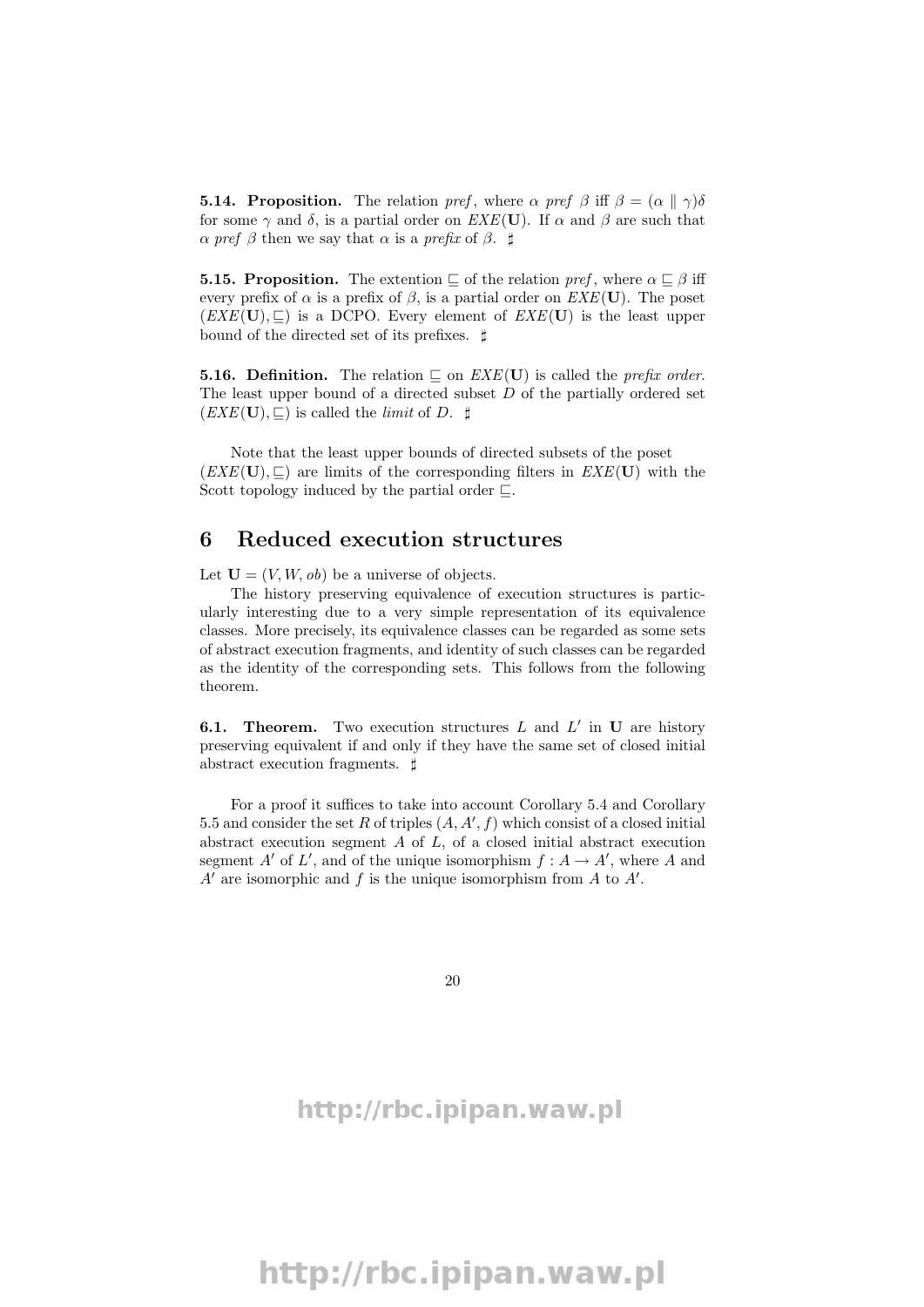**5.14. Proposition.** The relation *pref*, where $\alpha$ *pref* $\beta$ iff $\beta = (\alpha \parallel \gamma)\delta$ for some $\gamma$ and $\delta$, is a partial order on $EXE(\mathbf{U})$. If $\alpha$ and $\beta$ are such that $\alpha$ *pref* $\beta$ then we say that $\alpha$ is a *prefix* of $\beta$. ♯

**5.15. Proposition.** The extention $\sqsubseteq$ of the relation *pref*, where $\alpha \sqsubseteq \beta$ iff every prefix of $\alpha$ is a prefix of $\beta$, is a partial order on $EXE(\mathbf{U})$. The poset $(EXE(\mathbf{U}), \sqsubseteq)$ is a DCPO. Every element of $EXE(\mathbf{U})$ is the least upper bound of the directed set of its prefixes. ♯

**5.16. Definition.** The relation $\sqsubseteq$ on $EXE(\mathbf{U})$ is called the *prefix order*. The least upper bound of a directed subset $D$ of the partially ordered set $(EXE(\mathbf{U}), \sqsubseteq)$ is called the *limit* of $D$. ♯

Note that the least upper bounds of directed subsets of the poset $(EXE(\mathbf{U}), \sqsubseteq)$ are limits of the corresponding filters in $EXE(\mathbf{U})$ with the Scott topology induced by the partial order $\sqsubseteq$.

# 6 Reduced execution structures

Let $\mathbf{U} = (V, W, ob)$ be a universe of objects.

The history preserving equivalence of execution structures is particularly interesting due to a very simple representation of its equivalence classes. More precisely, its equivalence classes can be regarded as some sets of abstract execution fragments, and identity of such classes can be regarded as the identity of the corresponding sets. This follows from the following theorem.

**6.1. Theorem.** Two execution structures $L$ and $L'$ in $\mathbf{U}$ are history preserving equivalent if and only if they have the same set of closed initial abstract execution fragments. ♯

For a proof it suffices to take into account Corollary 5.4 and Corollary 5.5 and consider the set $R$ of triples $(A, A', f)$ which consist of a closed initial abstract execution segment $A$ of $L$, of a closed initial abstract execution segment $A'$ of $L'$, and of the unique isomorphism $f : A \rightarrow A'$, where $A$ and $A'$ are isomorphic and $f$ is the unique isomorphism from $A$ to $A'$.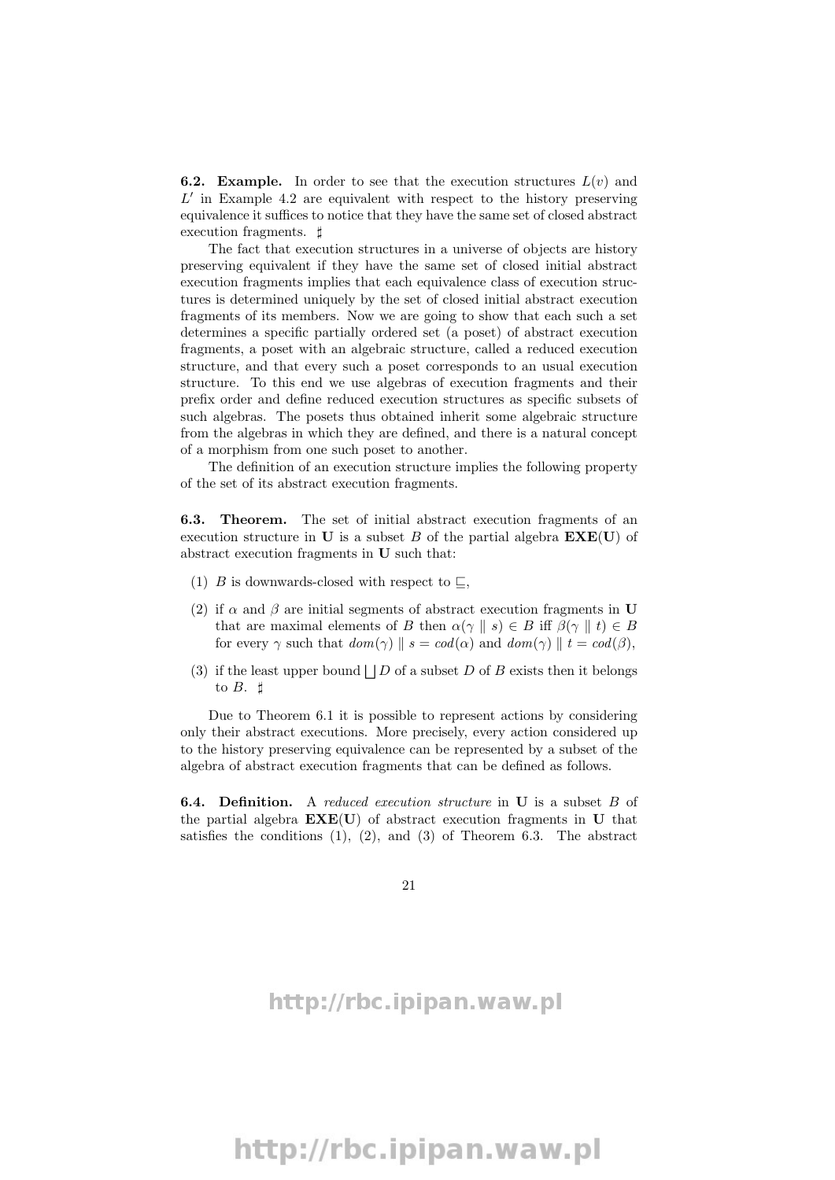**6.2. Example.** In order to see that the execution structures $L(v)$ and $L'$ in Example 4.2 are equivalent with respect to the history preserving equivalence it suffices to notice that they have the same set of closed abstract execution fragments. $\sharp$

The fact that execution structures in a universe of objects are history preserving equivalent if they have the same set of closed initial abstract execution fragments implies that each equivalence class of execution structures is determined uniquely by the set of closed initial abstract execution fragments of its members. Now we are going to show that each such a set determines a specific partially ordered set (a poset) of abstract execution fragments, a poset with an algebraic structure, called a reduced execution structure, and that every such a poset corresponds to an usual execution structure. To this end we use algebras of execution fragments and their prefix order and define reduced execution structures as specific subsets of such algebras. The posets thus obtained inherit some algebraic structure from the algebras in which they are defined, and there is a natural concept of a morphism from one such poset to another.

The definition of an execution structure implies the following property of the set of its abstract execution fragments.

**6.3. Theorem.** The set of initial abstract execution fragments of an execution structure in $\mathbf{U}$ is a subset $B$ of the partial algebra $\mathbf{EXE}(\mathbf{U})$ of abstract execution fragments in $\mathbf{U}$ such that:

(1) $B$ is downwards-closed with respect to $\sqsubseteq$,

(2) if $\alpha$ and $\beta$ are initial segments of abstract execution fragments in $\mathbf{U}$ that are maximal elements of $B$ then $\alpha(\gamma \parallel s) \in B$ iff $\beta(\gamma \parallel t) \in B$ for every $\gamma$ such that $dom(\gamma) \parallel s = cod(\alpha)$ and $dom(\gamma) \parallel t = cod(\beta)$,

(3) if the least upper bound $\bigsqcup D$ of a subset $D$ of $B$ exists then it belongs to $B$. $\sharp$

Due to Theorem 6.1 it is possible to represent actions by considering only their abstract executions. More precisely, every action considered up to the history preserving equivalence can be represented by a subset of the algebra of abstract execution fragments that can be defined as follows.

**6.4. Definition.** A *reduced execution structure* in $\mathbf{U}$ is a subset $B$ of the partial algebra $\mathbf{EXE}(\mathbf{U})$ of abstract execution fragments in $\mathbf{U}$ that satisfies the conditions (1), (2), and (3) of Theorem 6.3. The abstract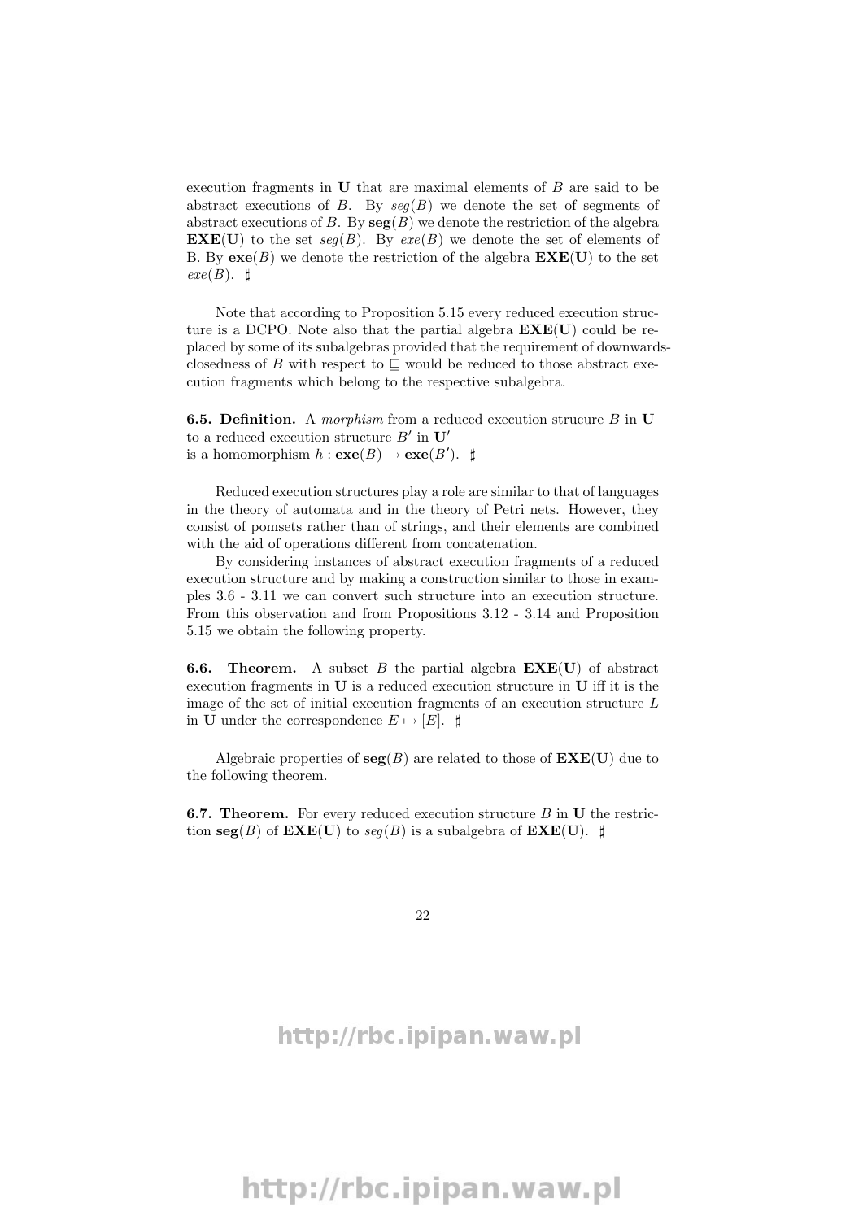execution fragments in $\mathbf{U}$ that are maximal elements of $B$ are said to be abstract executions of $B$. By $seg(B)$ we denote the set of segments of abstract executions of $B$. By $\mathbf{seg}(B)$ we denote the restriction of the algebra $\mathbf{EXE}(\mathbf{U})$ to the set $seg(B)$. By $exe(B)$ we denote the set of elements of B. By $\mathbf{exe}(B)$ we denote the restriction of the algebra $\mathbf{EXE}(\mathbf{U})$ to the set $exe(B)$. $\sharp$

Note that according to Proposition 5.15 every reduced execution structure is a DCPO. Note also that the partial algebra $\mathbf{EXE}(\mathbf{U})$ could be replaced by some of its subalgebras provided that the requirement of downwards-closedness of $B$ with respect to $\sqsubseteq$ would be reduced to those abstract execution fragments which belong to the respective subalgebra.

**6.5. Definition.** A *morphism* from a reduced execution strucure $B$ in $\mathbf{U}$ to a reduced execution structure $B'$ in $\mathbf{U}'$
is a homomorphism $h : \mathbf{exe}(B) \to \mathbf{exe}(B')$. $\sharp$

Reduced execution structures play a role are similar to that of languages in the theory of automata and in the theory of Petri nets. However, they consist of pomsets rather than of strings, and their elements are combined with the aid of operations different from concatenation.

By considering instances of abstract execution fragments of a reduced execution structure and by making a construction similar to those in examples 3.6 - 3.11 we can convert such structure into an execution structure. From this observation and from Propositions 3.12 - 3.14 and Proposition 5.15 we obtain the following property.

**6.6. Theorem.** A subset $B$ the partial algebra $\mathbf{EXE}(\mathbf{U})$ of abstract execution fragments in $\mathbf{U}$ is a reduced execution structure in $\mathbf{U}$ iff it is the image of the set of initial execution fragments of an execution structure $L$ in $\mathbf{U}$ under the correspondence $E \mapsto [E]$. $\sharp$

Algebraic properties of $\mathbf{seg}(B)$ are related to those of $\mathbf{EXE}(\mathbf{U})$ due to the following theorem.

**6.7. Theorem.** For every reduced execution structure $B$ in $\mathbf{U}$ the restriction $\mathbf{seg}(B)$ of $\mathbf{EXE}(\mathbf{U})$ to $seg(B)$ is a subalgebra of $\mathbf{EXE}(\mathbf{U})$. $\sharp$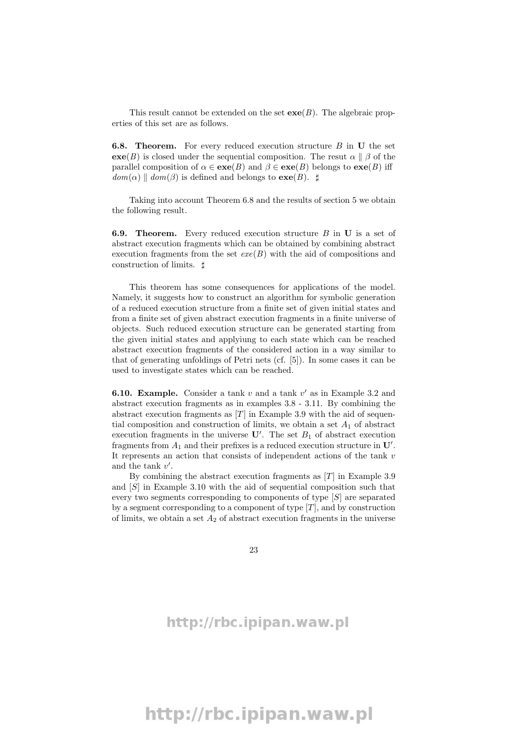This result cannot be extended on the set $\mathbf{exe}(B)$. The algebraic properties of this set are as follows.

**6.8. Theorem.** For every reduced execution structure $B$ in $\mathbf{U}$ the set $\mathbf{exe}(B)$ is closed under the sequential composition. The resut $\alpha \parallel \beta$ of the parallel composition of $\alpha \in \mathbf{exe}(B)$ and $\beta \in \mathbf{exe}(B)$ belongs to $\mathbf{exe}(B)$ iff $dom(\alpha) \parallel dom(\beta)$ is defined and belongs to $\mathbf{exe}(B)$. $\sharp$

Taking into account Theorem 6.8 and the results of section 5 we obtain the following result.

**6.9. Theorem.** Every reduced execution structure $B$ in $\mathbf{U}$ is a set of abstract execution fragments which can be obtained by combining abstract execution fragments from the set $exe(B)$ with the aid of compositions and construction of limits. $\sharp$

This theorem has some consequences for applications of the model. Namely, it suggests how to construct an algorithm for symbolic generation of a reduced execution structure from a finite set of given initial states and from a finite set of given abstract execution fragments in a finite universe of objects. Such reduced execution structure can be generated starting from the given initial states and applyiung to each state which can be reached abstract execution fragments of the considered action in a way similar to that of generating unfoldings of Petri nets (cf. [5]). In some cases it can be used to investigate states which can be reached.

**6.10. Example.** Consider a tank $v$ and a tank $v'$ as in Example 3.2 and abstract execution fragments as in examples 3.8 - 3.11. By combining the abstract execution fragments as $[T]$ in Example 3.9 with the aid of sequential composition and construction of limits, we obtain a set $A_1$ of abstract execution fragments in the universe $\mathbf{U}'$. The set $B_1$ of abstract execution fragments from $A_1$ and their prefixes is a reduced execution structure in $\mathbf{U}'$. It represents an action that consists of independent actions of the tank $v$ and the tank $v'$.

By combining the abstract execution fragments as $[T]$ in Example 3.9 and $[S]$ in Example 3.10 with the aid of sequential composition such that every two segments corresponding to components of type $[S]$ are separated by a segment corresponding to a component of type $[T]$, and by construction of limits, we obtain a set $A_2$ of abstract execution fragments in the universe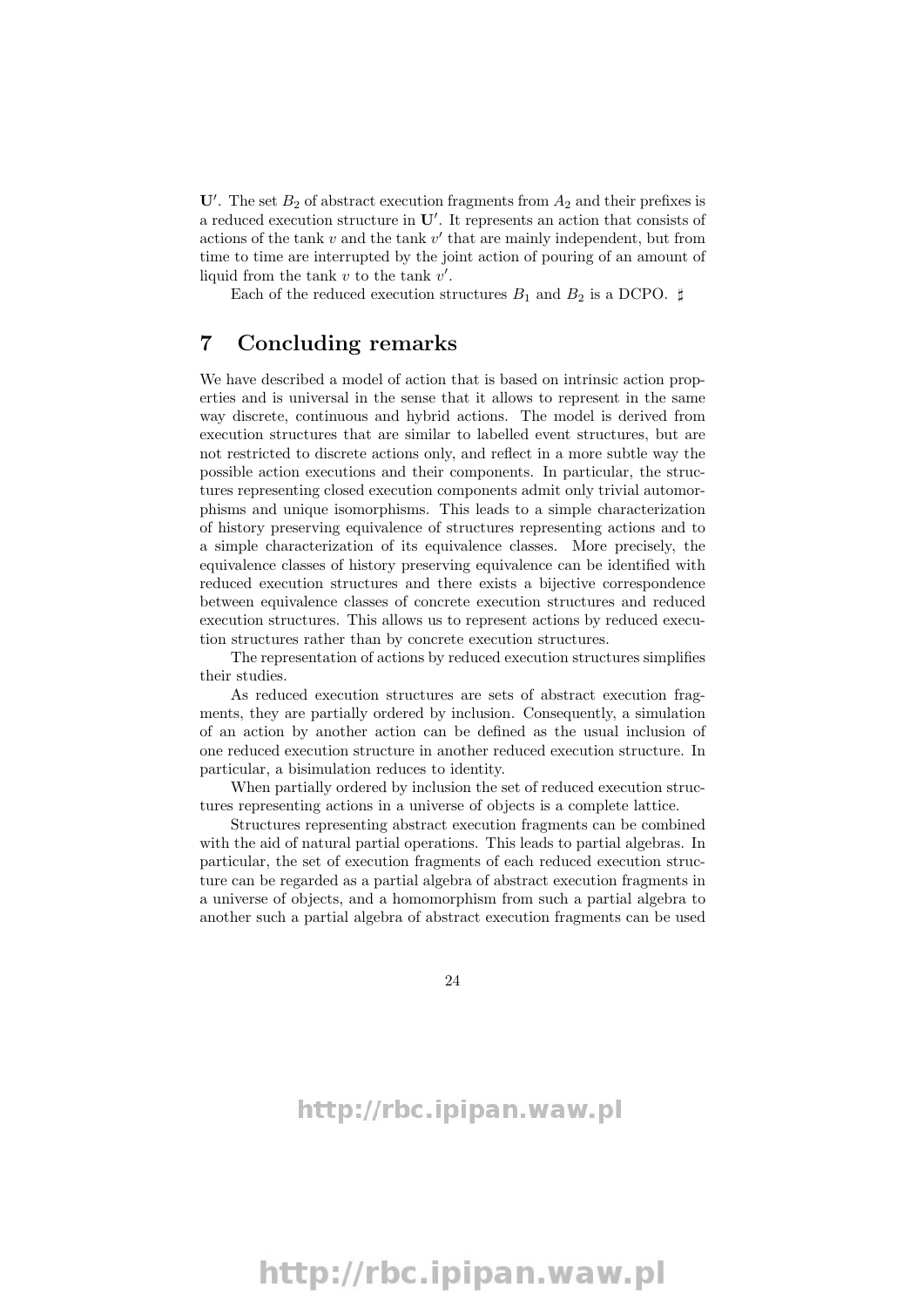$\mathbf{U}'$. The set $B_2$ of abstract execution fragments from $A_2$ and their prefixes is a reduced execution structure in $\mathbf{U}'$. It represents an action that consists of actions of the tank $v$ and the tank $v'$ that are mainly independent, but from time to time are interrupted by the joint action of pouring of an amount of liquid from the tank $v$ to the tank $v'$.

Each of the reduced execution structures $B_1$ and $B_2$ is a DCPO. $\sharp$

# 7 Concluding remarks

We have described a model of action that is based on intrinsic action properties and is universal in the sense that it allows to represent in the same way discrete, continuous and hybrid actions. The model is derived from execution structures that are similar to labelled event structures, but are not restricted to discrete actions only, and reflect in a more subtle way the possible action executions and their components. In particular, the structures representing closed execution components admit only trivial automorphisms and unique isomorphisms. This leads to a simple characterization of history preserving equivalence of structures representing actions and to a simple characterization of its equivalence classes. More precisely, the equivalence classes of history preserving equivalence can be identified with reduced execution structures and there exists a bijective correspondence between equivalence classes of concrete execution structures and reduced execution structures. This allows us to represent actions by reduced execution structures rather than by concrete execution structures.

The representation of actions by reduced execution structures simplifies their studies.

As reduced execution structures are sets of abstract execution fragments, they are partially ordered by inclusion. Consequently, a simulation of an action by another action can be defined as the usual inclusion of one reduced execution structure in another reduced execution structure. In particular, a bisimulation reduces to identity.

When partially ordered by inclusion the set of reduced execution structures representing actions in a universe of objects is a complete lattice.

Structures representing abstract execution fragments can be combined with the aid of natural partial operations. This leads to partial algebras. In particular, the set of execution fragments of each reduced execution structure can be regarded as a partial algebra of abstract execution fragments in a universe of objects, and a homomorphism from such a partial algebra to another such a partial algebra of abstract execution fragments can be used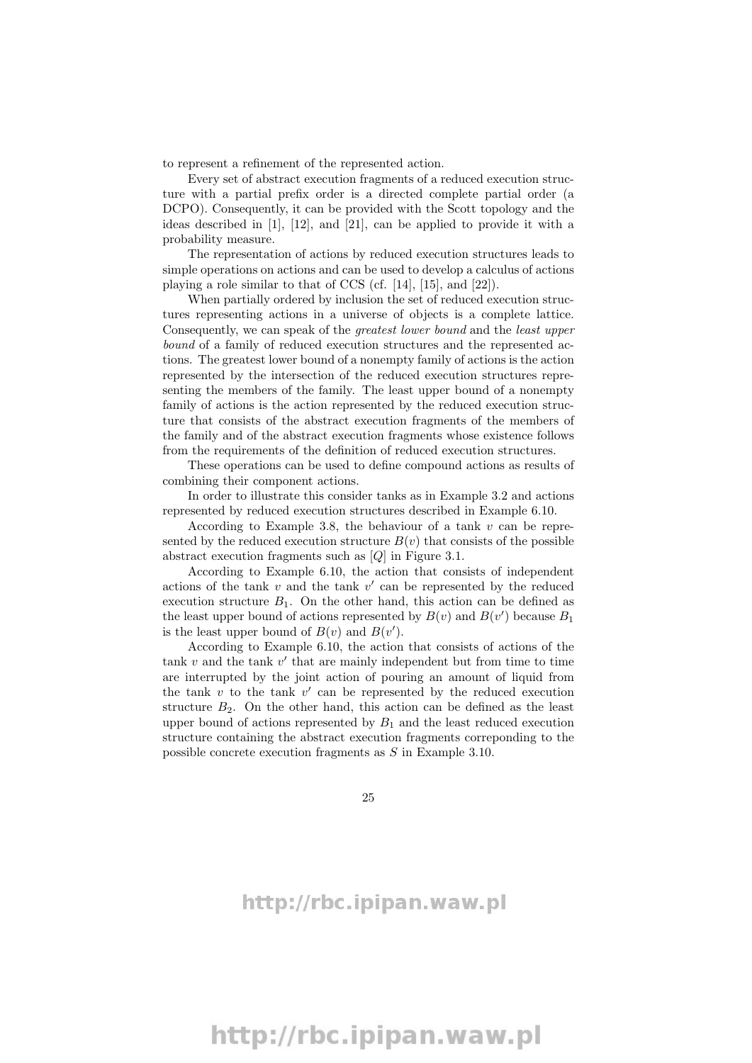to represent a refinement of the represented action.

Every set of abstract execution fragments of a reduced execution structure with a partial prefix order is a directed complete partial order (a DCPO). Consequently, it can be provided with the Scott topology and the ideas described in [1], [12], and [21], can be applied to provide it with a probability measure.

The representation of actions by reduced execution structures leads to simple operations on actions and can be used to develop a calculus of actions playing a role similar to that of CCS (cf. [14], [15], and [22]).

When partially ordered by inclusion the set of reduced execution structures representing actions in a universe of objects is a complete lattice. Consequently, we can speak of the *greatest lower bound* and the *least upper bound* of a family of reduced execution structures and the represented actions. The greatest lower bound of a nonempty family of actions is the action represented by the intersection of the reduced execution structures representing the members of the family. The least upper bound of a nonempty family of actions is the action represented by the reduced execution structure that consists of the abstract execution fragments of the members of the family and of the abstract execution fragments whose existence follows from the requirements of the definition of reduced execution structures.

These operations can be used to define compound actions as results of combining their component actions.

In order to illustrate this consider tanks as in Example 3.2 and actions represented by reduced execution structures described in Example 6.10.

According to Example 3.8, the behaviour of a tank $v$ can be represented by the reduced execution structure $B(v)$ that consists of the possible abstract execution fragments such as $[Q]$ in Figure 3.1.

According to Example 6.10, the action that consists of independent actions of the tank $v$ and the tank $v'$ can be represented by the reduced execution structure $B_1$. On the other hand, this action can be defined as the least upper bound of actions represented by $B(v)$ and $B(v')$ because $B_1$ is the least upper bound of $B(v)$ and $B(v')$.

According to Example 6.10, the action that consists of actions of the tank $v$ and the tank $v'$ that are mainly independent but from time to time are interrupted by the joint action of pouring an amount of liquid from the tank $v$ to the tank $v'$ can be represented by the reduced execution structure $B_2$. On the other hand, this action can be defined as the least upper bound of actions represented by $B_1$ and the least reduced execution structure containing the abstract execution fragments correponding to the possible concrete execution fragments as $S$ in Example 3.10.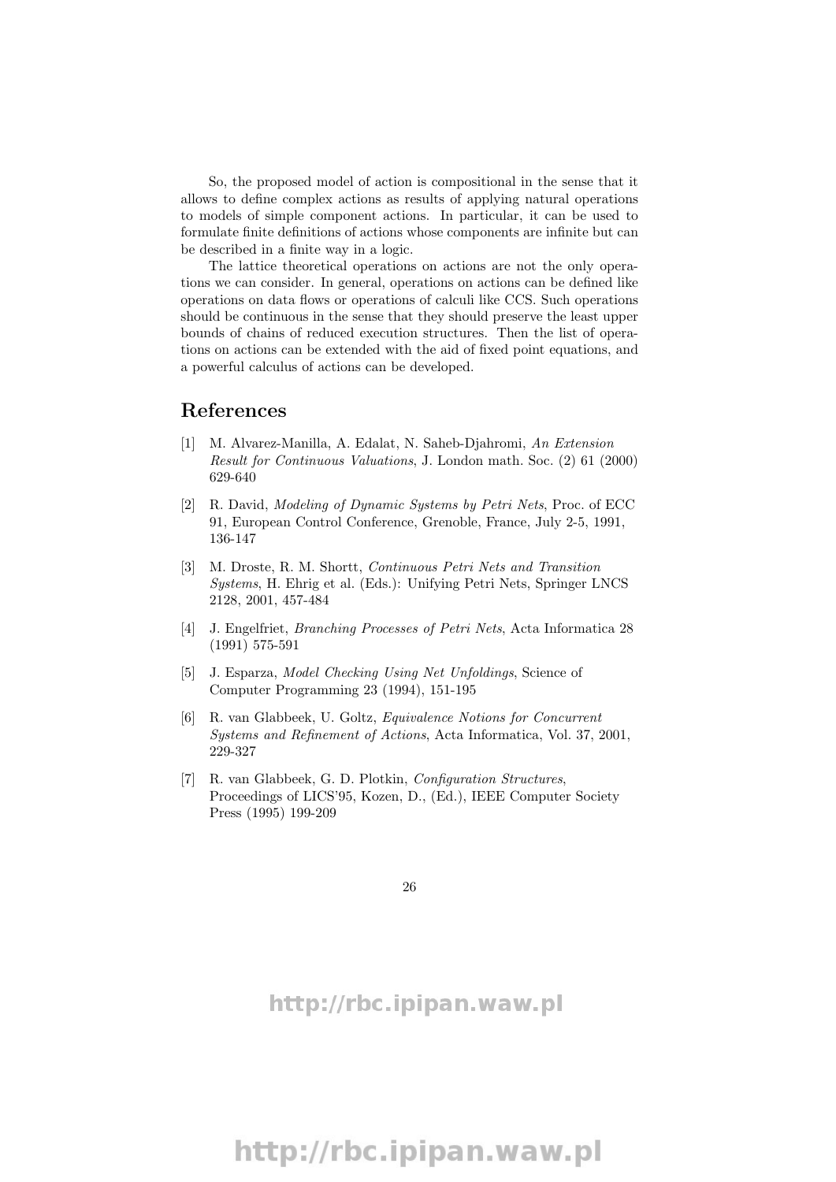So, the proposed model of action is compositional in the sense that it allows to define complex actions as results of applying natural operations to models of simple component actions. In particular, it can be used to formulate finite definitions of actions whose components are infinite but can be described in a finite way in a logic.

The lattice theoretical operations on actions are not the only operations we can consider. In general, operations on actions can be defined like operations on data flows or operations of calculi like CCS. Such operations should be continuous in the sense that they should preserve the least upper bounds of chains of reduced execution structures. Then the list of operations on actions can be extended with the aid of fixed point equations, and a powerful calculus of actions can be developed.

## References

[1] M. Alvarez-Manilla, A. Edalat, N. Saheb-Djahromi, *An Extension Result for Continuous Valuations*, J. London math. Soc. (2) 61 (2000) 629-640

[2] R. David, *Modeling of Dynamic Systems by Petri Nets*, Proc. of ECC 91, European Control Conference, Grenoble, France, July 2-5, 1991, 136-147

[3] M. Droste, R. M. Shortt, *Continuous Petri Nets and Transition Systems*, H. Ehrig et al. (Eds.): Unifying Petri Nets, Springer LNCS 2128, 2001, 457-484

[4] J. Engelfriet, *Branching Processes of Petri Nets*, Acta Informatica 28 (1991) 575-591

[5] J. Esparza, *Model Checking Using Net Unfoldings*, Science of Computer Programming 23 (1994), 151-195

[6] R. van Glabbeek, U. Goltz, *Equivalence Notions for Concurrent Systems and Refinement of Actions*, Acta Informatica, Vol. 37, 2001, 229-327

[7] R. van Glabbeek, G. D. Plotkin, *Configuration Structures*, Proceedings of LICS'95, Kozen, D., (Ed.), IEEE Computer Society Press (1995) 199-209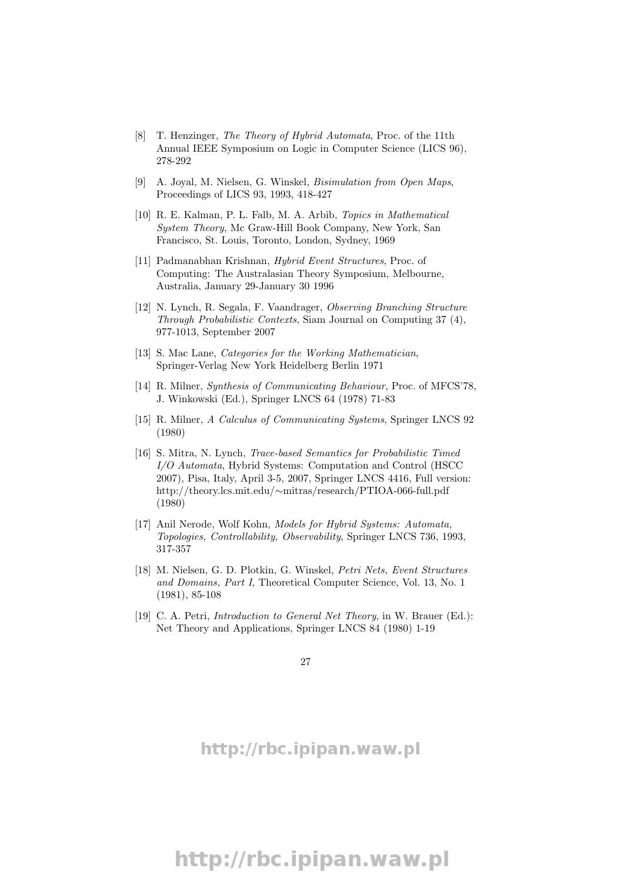[8] T. Henzinger, *The Theory of Hybrid Automata*, Proc. of the 11th Annual IEEE Symposium on Logic in Computer Science (LICS 96), 278-292

[9] A. Joyal, M. Nielsen, G. Winskel, *Bisimulation from Open Maps*, Proceedings of LICS 93, 1993, 418-427

[10] R. E. Kalman, P. L. Falb, M. A. Arbib, *Topics in Mathematical System Theory*, Mc Graw-Hill Book Company, New York, San Francisco, St. Louis, Toronto, London, Sydney, 1969

[11] Padmanabhan Krishnan, *Hybrid Event Structures*, Proc. of Computing: The Australasian Theory Symposium, Melbourne, Australia, January 29-January 30 1996

[12] N. Lynch, R. Segala, F. Vaandrager, *Observing Branching Structure Through Probabilistic Contexts*, Siam Journal on Computing 37 (4), 977-1013, September 2007

[13] S. Mac Lane, *Categories for the Working Mathematician*, Springer-Verlag New York Heidelberg Berlin 1971

[14] R. Milner, *Synthesis of Communicating Behaviour*, Proc. of MFCS'78, J. Winkowski (Ed.), Springer LNCS 64 (1978) 71-83

[15] R. Milner, *A Calculus of Communicating Systems*, Springer LNCS 92 (1980)

[16] S. Mitra, N. Lynch, *Trace-based Semantics for Probabilistic Timed I/O Automata*, Hybrid Systems: Computation and Control (HSCC 2007), Pisa, Italy, April 3-5, 2007, Springer LNCS 4416, Full version: http://theory.lcs.mit.edu/∼mitras/research/PTIOA-066-full.pdf (1980)

[17] Anil Nerode, Wolf Kohn, *Models for Hybrid Systems: Automata, Topologies, Controllability, Observability*, Springer LNCS 736, 1993, 317-357

[18] M. Nielsen, G. D. Plotkin, G. Winskel, *Petri Nets, Event Structures and Domains, Part I*, Theoretical Computer Science, Vol. 13, No. 1 (1981), 85-108

[19] C. A. Petri, *Introduction to General Net Theory*, in W. Brauer (Ed.): Net Theory and Applications, Springer LNCS 84 (1980) 1-19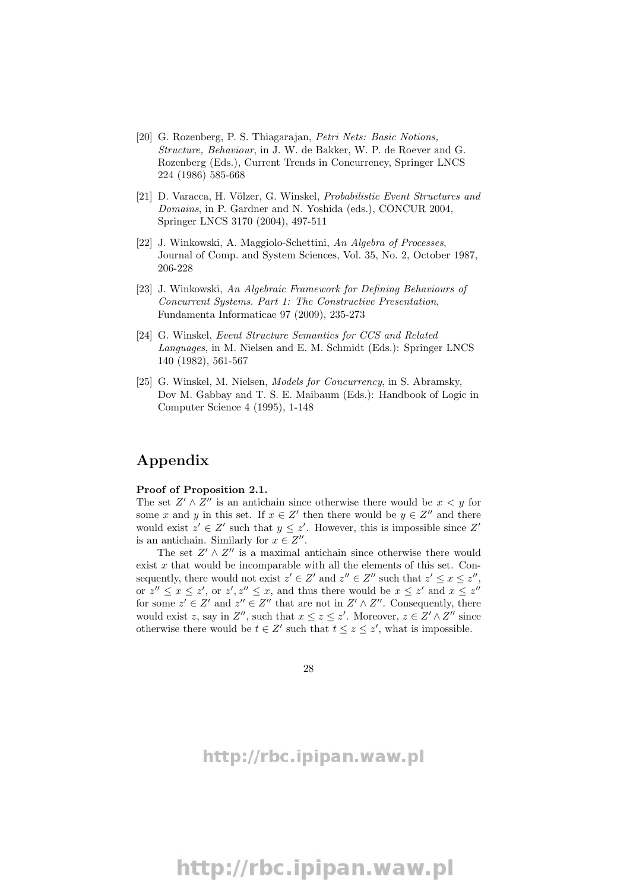[20] G. Rozenberg, P. S. Thiagarajan, *Petri Nets: Basic Notions, Structure, Behaviour*, in J. W. de Bakker, W. P. de Roever and G. Rozenberg (Eds.), Current Trends in Concurrency, Springer LNCS 224 (1986) 585-668

[21] D. Varacca, H. Völzer, G. Winskel, *Probabilistic Event Structures and Domains*, in P. Gardner and N. Yoshida (eds.), CONCUR 2004, Springer LNCS 3170 (2004), 497-511

[22] J. Winkowski, A. Maggiolo-Schettini, *An Algebra of Processes*, Journal of Comp. and System Sciences, Vol. 35, No. 2, October 1987, 206-228

[23] J. Winkowski, *An Algebraic Framework for Defining Behaviours of Concurrent Systems. Part 1: The Constructive Presentation*, Fundamenta Informaticae 97 (2009), 235-273

[24] G. Winskel, *Event Structure Semantics for CCS and Related Languages*, in M. Nielsen and E. M. Schmidt (Eds.): Springer LNCS 140 (1982), 561-567

[25] G. Winskel, M. Nielsen, *Models for Concurrency*, in S. Abramsky, Dov M. Gabbay and T. S. E. Maibaum (Eds.): Handbook of Logic in Computer Science 4 (1995), 1-148

# Appendix

**Proof of Proposition 2.1.**

The set $Z' \wedge Z''$ is an antichain since otherwise there would be $x < y$ for some $x$ and $y$ in this set. If $x \in Z'$ then there would be $y \in Z''$ and there would exist $z' \in Z'$ such that $y \leq z'$. However, this is impossible since $Z'$ is an antichain. Similarly for $x \in Z''$.

The set $Z' \wedge Z''$ is a maximal antichain since otherwise there would exist $x$ that would be incomparable with all the elements of this set. Consequently, there would not exist $z' \in Z'$ and $z'' \in Z''$ such that $z' \leq x \leq z''$, or $z'' \leq x \leq z'$, or $z', z'' \leq x$, and thus there would be $x \leq z'$ and $x \leq z''$ for some $z' \in Z'$ and $z'' \in Z''$ that are not in $Z' \wedge Z''$. Consequently, there would exist $z$, say in $Z''$, such that $x \leq z \leq z'$. Moreover, $z \in Z' \wedge Z''$ since otherwise there would be $t \in Z'$ such that $t \leq z \leq z'$, what is impossible.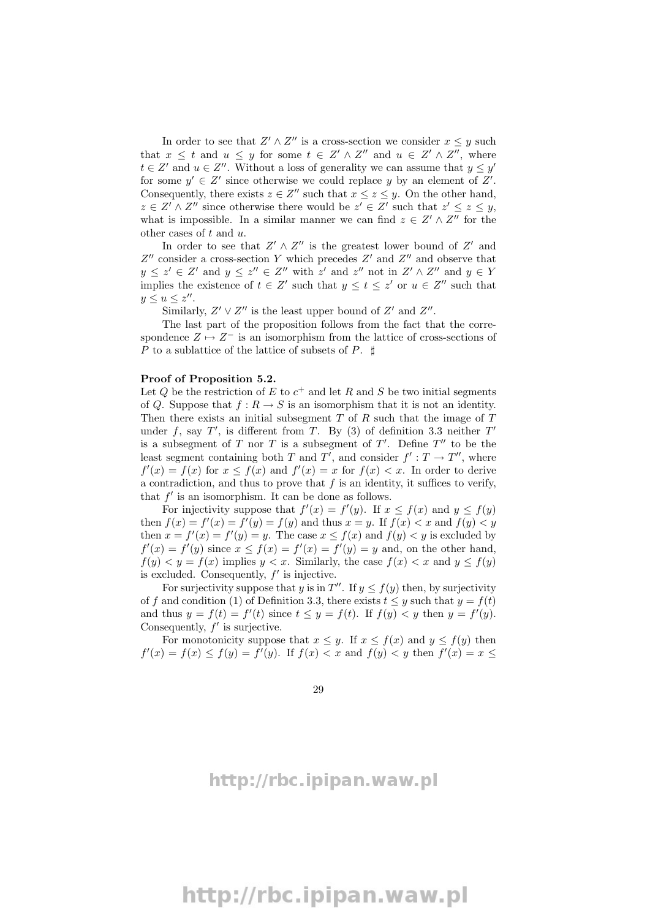In order to see that $Z' \wedge Z''$ is a cross-section we consider $x \leq y$ such that $x \leq t$ and $u \leq y$ for some $t \in Z' \wedge Z''$ and $u \in Z' \wedge Z''$, where $t \in Z'$ and $u \in Z''$. Without a loss of generality we can assume that $y \leq y'$ for some $y' \in Z'$ since otherwise we could replace $y$ by an element of $Z'$. Consequently, there exists $z \in Z''$ such that $x \leq z \leq y$. On the other hand, $z \in Z' \wedge Z''$ since otherwise there would be $z' \in Z'$ such that $z' \leq z \leq y$, what is impossible. In a similar manner we can find $z \in Z' \wedge Z''$ for the other cases of $t$ and $u$.

In order to see that $Z' \wedge Z''$ is the greatest lower bound of $Z'$ and $Z''$ consider a cross-section $Y$ which precedes $Z'$ and $Z''$ and observe that $y \leq z' \in Z'$ and $y \leq z'' \in Z''$ with $z'$ and $z''$ not in $Z' \wedge Z''$ and $y \in Y$ implies the existence of $t \in Z'$ such that $y \leq t \leq z'$ or $u \in Z''$ such that $y \leq u \leq z''$.

Similarly, $Z' \vee Z''$ is the least upper bound of $Z'$ and $Z''$.

The last part of the proposition follows from the fact that the correspondence $Z \mapsto Z^-$ is an isomorphism from the lattice of cross-sections of $P$ to a sublattice of the lattice of subsets of $P$. ♯

**Proof of Proposition 5.2.**
Let $Q$ be the restriction of $E$ to $c^+$ and let $R$ and $S$ be two initial segments of $Q$. Suppose that $f : R \to S$ is an isomorphism that it is not an identity. Then there exists an initial subsegment $T$ of $R$ such that the image of $T$ under $f$, say $T'$, is different from $T$. By (3) of definition 3.3 neither $T'$ is a subsegment of $T$ nor $T$ is a subsegment of $T'$. Define $T''$ to be the least segment containing both $T$ and $T'$, and consider $f' : T \to T''$, where $f'(x) = f(x)$ for $x \leq f(x)$ and $f'(x) = x$ for $f(x) < x$. In order to derive a contradiction, and thus to prove that $f$ is an identity, it suffices to verify, that $f'$ is an isomorphism. It can be done as follows.

For injectivity suppose that $f'(x) = f'(y)$. If $x \leq f(x)$ and $y \leq f(y)$ then $f(x) = f'(x) = f'(y) = f(y)$ and thus $x = y$. If $f(x) < x$ and $f(y) < y$ then $x = f'(x) = f'(y) = y$. The case $x \leq f(x)$ and $f(y) < y$ is excluded by $f'(x) = f'(y)$ since $x \leq f(x) = f'(x) = f'(y) = y$ and, on the other hand, $f(y) < y = f(x)$ implies $y < x$. Similarly, the case $f(x) < x$ and $y \leq f(y)$ is excluded. Consequently, $f'$ is injective.

For surjectivity suppose that $y$ is in $T''$. If $y \leq f(y)$ then, by surjectivity of $f$ and condition (1) of Definition 3.3, there exists $t \leq y$ such that $y = f(t)$ and thus $y = f(t) = f'(t)$ since $t \leq y = f(t)$. If $f(y) < y$ then $y = f'(y)$. Consequently, $f'$ is surjective.

For monotonicity suppose that $x \leq y$. If $x \leq f(x)$ and $y \leq f(y)$ then $f'(x) = f(x) \leq f(y) = f'(y)$. If $f(x) < x$ and $f(y) < y$ then $f'(x) = x \leq$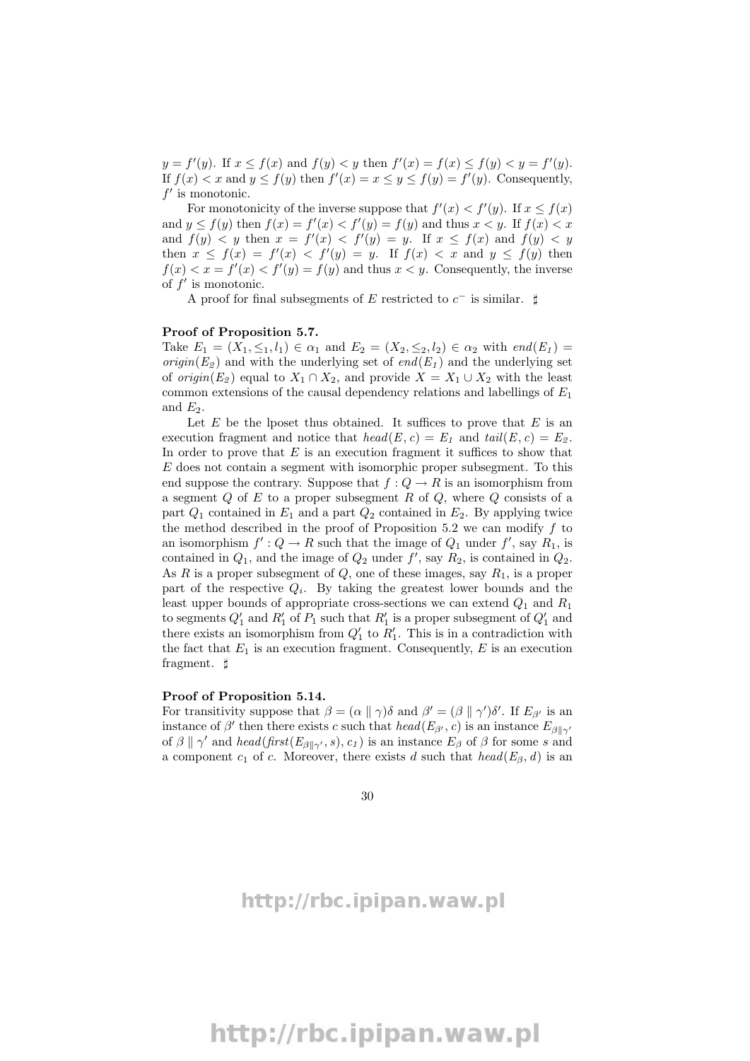$y = f'(y)$. If $x \leq f(x)$ and $f(y) < y$ then $f'(x) = f(x) \leq f(y) < y = f'(y)$. If $f(x) < x$ and $y \leq f(y)$ then $f'(x) = x \leq y \leq f(y) = f'(y)$. Consequently, $f'$ is monotonic.

For monotonicity of the inverse suppose that $f'(x) < f'(y)$. If $x \leq f(x)$ and $y \leq f(y)$ then $f(x) = f'(x) < f'(y) = f(y)$ and thus $x < y$. If $f(x) < x$ and $f(y) < y$ then $x = f'(x) < f'(y) = y$. If $x \leq f(x)$ and $f(y) < y$ then $x \leq f(x) = f'(x) < f'(y) = y$. If $f(x) < x$ and $y \leq f(y)$ then $f(x) < x = f'(x) < f'(y) = f(y)$ and thus $x < y$. Consequently, the inverse of $f'$ is monotonic.

A proof for final subsegments of $E$ restricted to $c^-$ is similar. ♯

**Proof of Proposition 5.7.**
Take $E_1 = (X_1, \leq_1, l_1) \in \alpha_1$ and $E_2 = (X_2, \leq_2, l_2) \in \alpha_2$ with $end(E_1) = origin(E_2)$ and with the underlying set of $end(E_1)$ and the underlying set of $origin(E_2)$ equal to $X_1 \cap X_2$, and provide $X = X_1 \cup X_2$ with the least common extensions of the causal dependency relations and labellings of $E_1$ and $E_2$.

Let $E$ be the lposet thus obtained. It suffices to prove that $E$ is an execution fragment and notice that $head(E, c) = E_1$ and $tail(E, c) = E_2$. In order to prove that $E$ is an execution fragment it suffices to show that $E$ does not contain a segment with isomorphic proper subsegment. To this end suppose the contrary. Suppose that $f : Q \to R$ is an isomorphism from a segment $Q$ of $E$ to a proper subsegment $R$ of $Q$, where $Q$ consists of a part $Q_1$ contained in $E_1$ and a part $Q_2$ contained in $E_2$. By applying twice the method described in the proof of Proposition 5.2 we can modify $f$ to an isomorphism $f' : Q \to R$ such that the image of $Q_1$ under $f'$, say $R_1$, is contained in $Q_1$, and the image of $Q_2$ under $f'$, say $R_2$, is contained in $Q_2$. As $R$ is a proper subsegment of $Q$, one of these images, say $R_1$, is a proper part of the respective $Q_i$. By taking the greatest lower bounds and the least upper bounds of appropriate cross-sections we can extend $Q_1$ and $R_1$ to segments $Q_1'$ and $R_1'$ of $P_1$ such that $R_1'$ is a proper subsegment of $Q_1'$ and there exists an isomorphism from $Q_1'$ to $R_1'$. This is in a contradiction with the fact that $E_1$ is an execution fragment. Consequently, $E$ is an execution fragment. ♯

**Proof of Proposition 5.14.**
For transitivity suppose that $\beta = (\alpha \parallel \gamma)\delta$ and $\beta' = (\beta \parallel \gamma')\delta'$. If $E_{\beta'}$ is an instance of $\beta'$ then there exists $c$ such that $head(E_{\beta'}, c)$ is an instance $E_{\beta\parallel\gamma'}$ of $\beta \parallel \gamma'$ and $head(first(E_{\beta\parallel\gamma'}, s), c_1)$ is an instance $E_\beta$ of $\beta$ for some $s$ and a component $c_1$ of $c$. Moreover, there exists $d$ such that $head(E_\beta, d)$ is an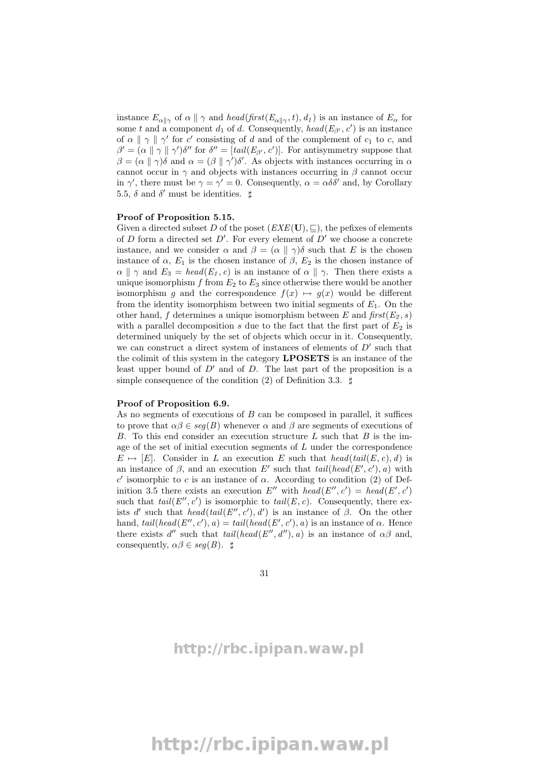instance $E_{\alpha\|\gamma}$ of $\alpha \parallel \gamma$ and $head(first(E_{\alpha\|\gamma}, t), d_1)$ is an instance of $E_\alpha$ for some $t$ and a component $d_1$ of $d$. Consequently, $head(E_{\beta'}, c')$ is an instance of $\alpha \parallel \gamma \parallel \gamma'$ for $c'$ consisting of $d$ and of the complement of $c_1$ to $c$, and $\beta' = (\alpha \parallel \gamma \parallel \gamma')\delta''$ for $\delta'' = [tail(E_{\beta'}, c')]$. For antisymmetry suppose that $\beta = (\alpha \parallel \gamma)\delta$ and $\alpha = (\beta \parallel \gamma')\delta'$. As objects with instances occurring in $\alpha$ cannot occur in $\gamma$ and objects with instances occurring in $\beta$ cannot occur in $\gamma'$, there must be $\gamma = \gamma' = 0$. Consequently, $\alpha = \alpha\delta\delta'$ and, by Corollary 5.5, $\delta$ and $\delta'$ must be identities. ♯

**Proof of Proposition 5.15.**
Given a directed subset $D$ of the poset $(EXE(\mathbf{U}), \sqsubseteq)$, the pefixes of elements of $D$ form a directed set $D'$. For every element of $D'$ we choose a concrete instance, and we consider $\alpha$ and $\beta = (\alpha \parallel \gamma)\delta$ such that $E$ is the chosen instance of $\alpha$, $E_1$ is the chosen instance of $\beta$, $E_2$ is the chosen instance of $\alpha \parallel \gamma$ and $E_3 = head(E_1, c)$ is an instance of $\alpha \parallel \gamma$. Then there exists a unique isomorphism $f$ from $E_2$ to $E_3$ since otherwise there would be another isomorphism $g$ and the correspondence $f(x) \mapsto g(x)$ would be different from the identity isomorphism between two initial segments of $E_1$. On the other hand, $f$ determines a unique isomorphism between $E$ and $first(E_2, s)$ with a parallel decomposition $s$ due to the fact that the first part of $E_2$ is determined uniquely by the set of objects which occur in it. Consequently, we can construct a direct system of instances of elements of $D'$ such that the colimit of this system in the category **LPOSETS** is an instance of the least upper bound of $D'$ and of $D$. The last part of the proposition is a simple consequence of the condition (2) of Definition 3.3. ♯

**Proof of Proposition 6.9.**
As no segments of executions of $B$ can be composed in parallel, it suffices to prove that $\alpha\beta \in seg(B)$ whenever $\alpha$ and $\beta$ are segments of executions of $B$. To this end consider an execution structure $L$ such that $B$ is the image of the set of initial execution segments of $L$ under the correspondence $E \mapsto [E]$. Consider in $L$ an execution $E$ such that $head(tail(E, c), d)$ is an instance of $\beta$, and an execution $E'$ such that $tail(head(E', c'), a)$ with $c'$ isomorphic to $c$ is an instance of $\alpha$. According to condition (2) of Definition 3.5 there exists an execution $E''$ with $head(E'', c') = head(E', c')$ such that $tail(E'', c')$ is isomorphic to $tail(E, c)$. Consequently, there exists $d'$ such that $head(tail(E'', c'), d')$ is an instance of $\beta$. On the other hand, $tail(head(E'', c'), a) = tail(head(E', c'), a)$ is an instance of $\alpha$. Hence there exists $d''$ such that $tail(head(E'', d''), a)$ is an instance of $\alpha\beta$ and, consequently, $\alpha\beta \in seg(B)$. ♯

http://rbc.ipipan.waw.pl

http://rbc.ipipan.waw.pl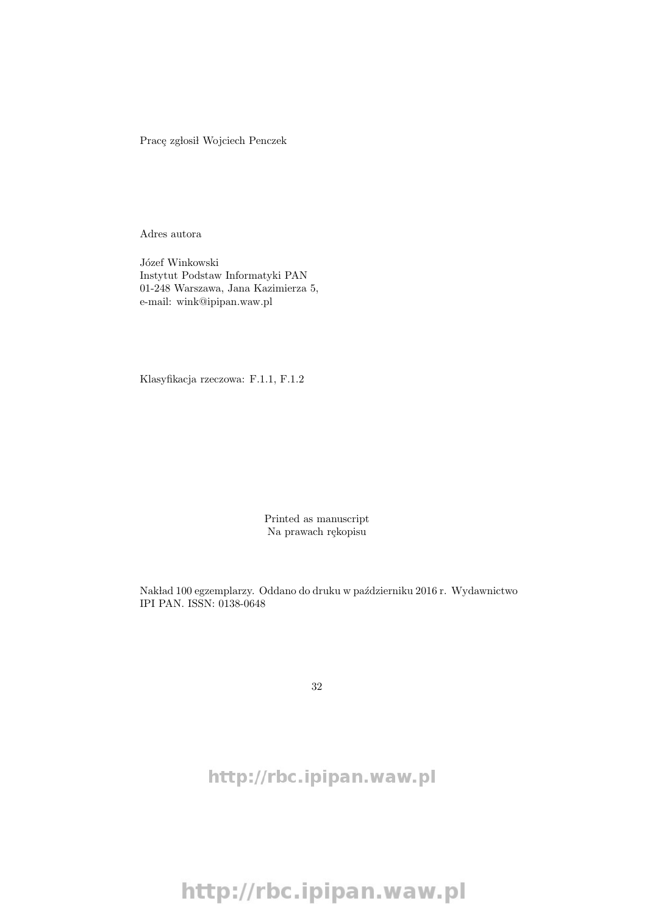Pracę zgłosił Wojciech Penczek

Adres autora

Józef Winkowski
Instytut Podstaw Informatyki PAN
01-248 Warszawa, Jana Kazimierza 5,
e-mail: wink@ipipan.waw.pl

Klasyfikacja rzeczowa: F.1.1, F.1.2

Printed as manuscript
Na prawach rękopisu

Nakład 100 egzemplarzy. Oddano do druku w październiku 2016 r. Wydawnictwo IPI PAN. ISSN: 0138-0648